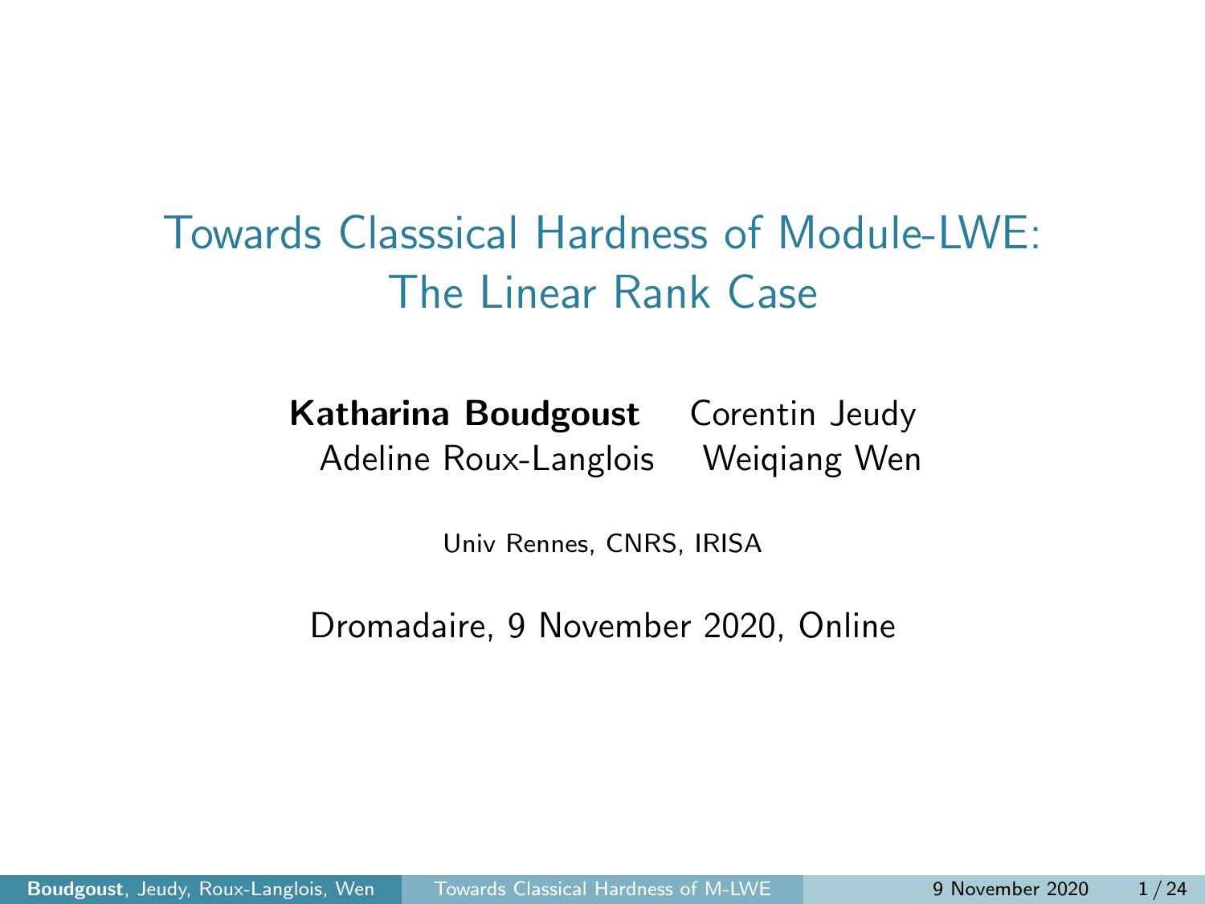# Towards Classsical Hardness of Module-LWE: The Linear Rank Case

**Katharina Boudgoust** Corentin Jeudy
Adeline Roux-Langlois Weiqiang Wen

Univ Rennes, CNRS, IRISA

Dromadaire, 9 November 2020, Online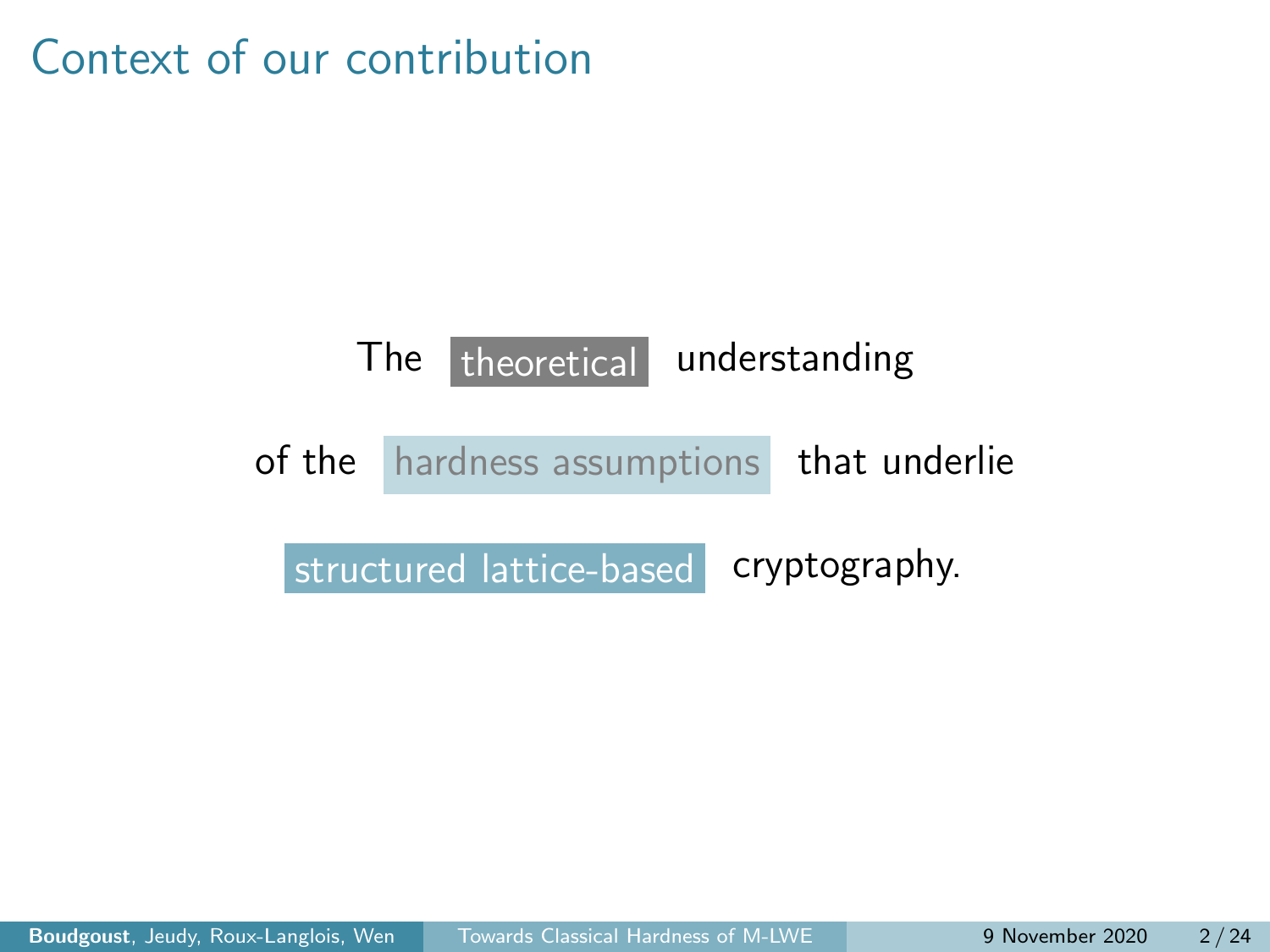# Context of our contribution

The theoretical understanding

of the hardness assumptions that underlie

structured lattice-based cryptography.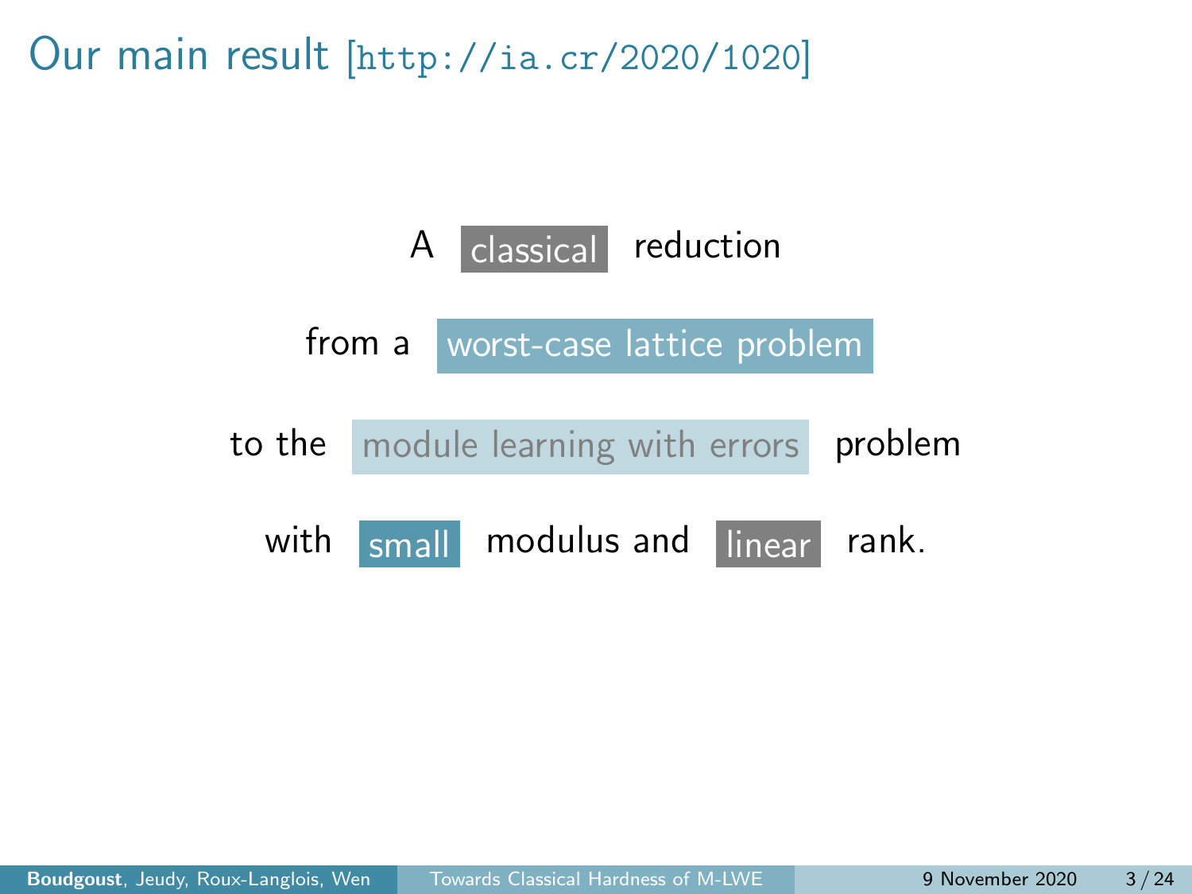# Our main result [http://ia.cr/2020/1020]

A classical reduction

from a worst-case lattice problem

to the module learning with errors problem

with small modulus and linear rank.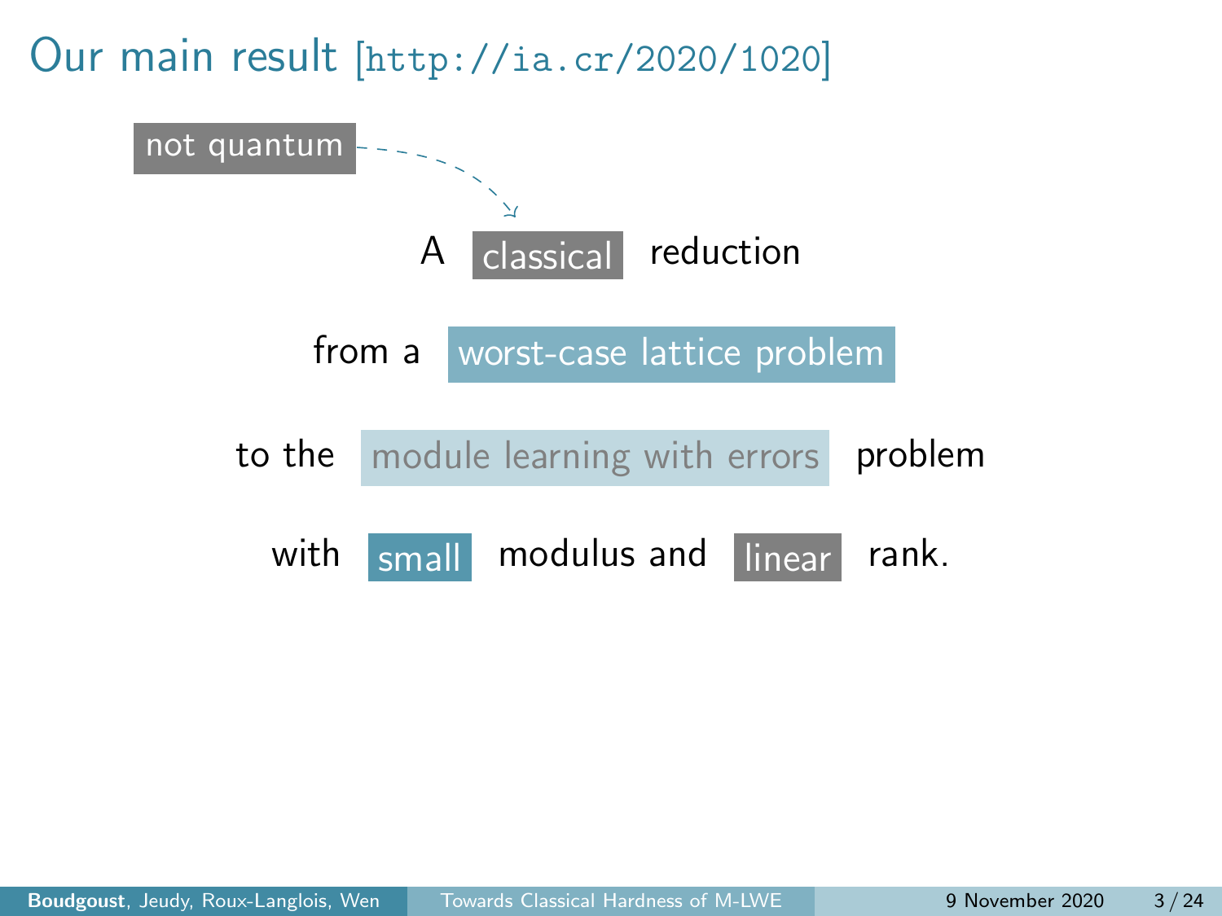# Our main result [http://ia.cr/2020/1020]

not quantum

A classical reduction

from a worst-case lattice problem

to the module learning with errors problem

with small modulus and linear rank.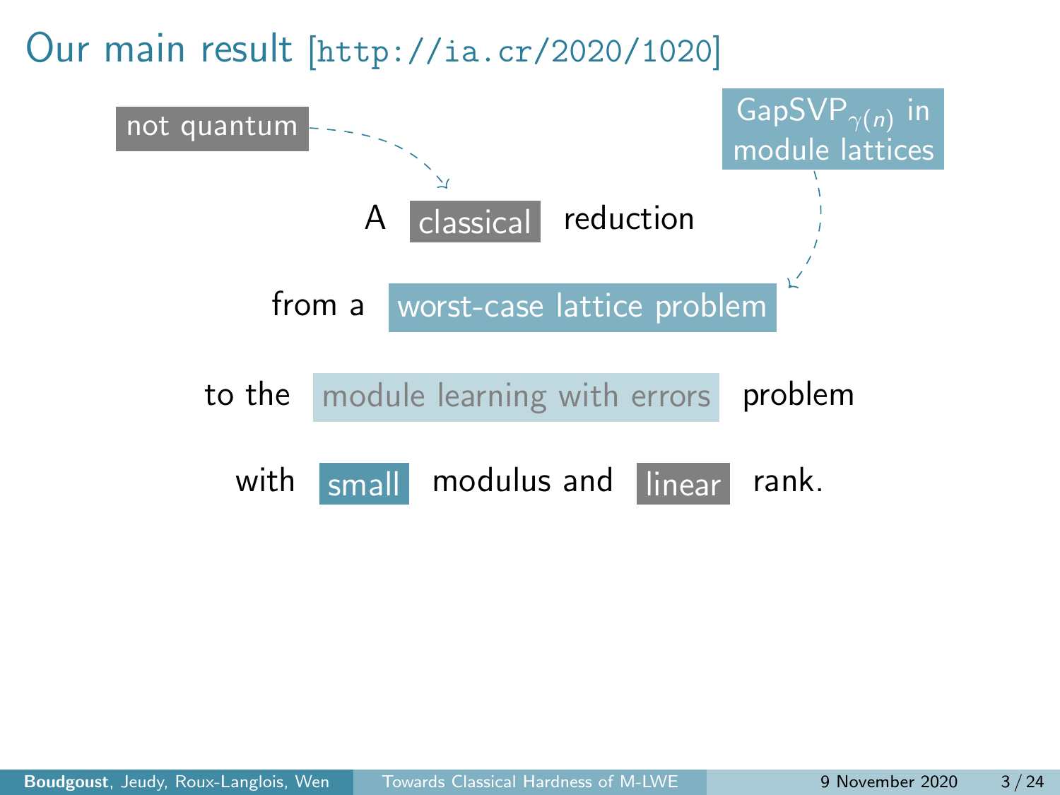# Our main result [http://ia.cr/2020/1020]

not quantum

GapSVP$_{\gamma(n)}$ in module lattices

A classical reduction

from a worst-case lattice problem

to the module learning with errors problem

with small modulus and linear rank.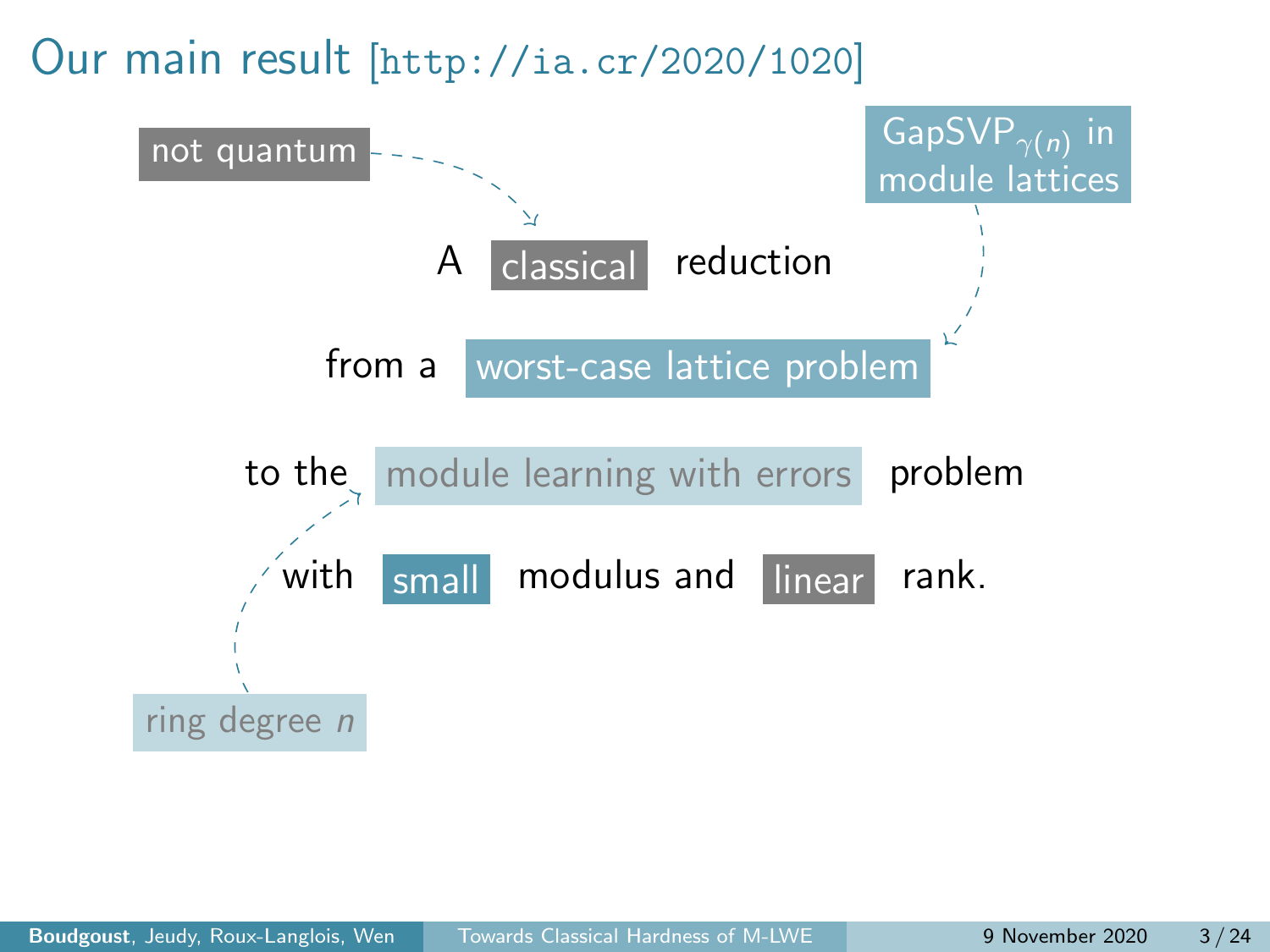# Our main result [http://ia.cr/2020/1020]

not quantum

GapSVP$_{\gamma(n)}$ in module lattices

A classical reduction

from a worst-case lattice problem

to the module learning with errors problem

with small modulus and linear rank.

ring degree $n$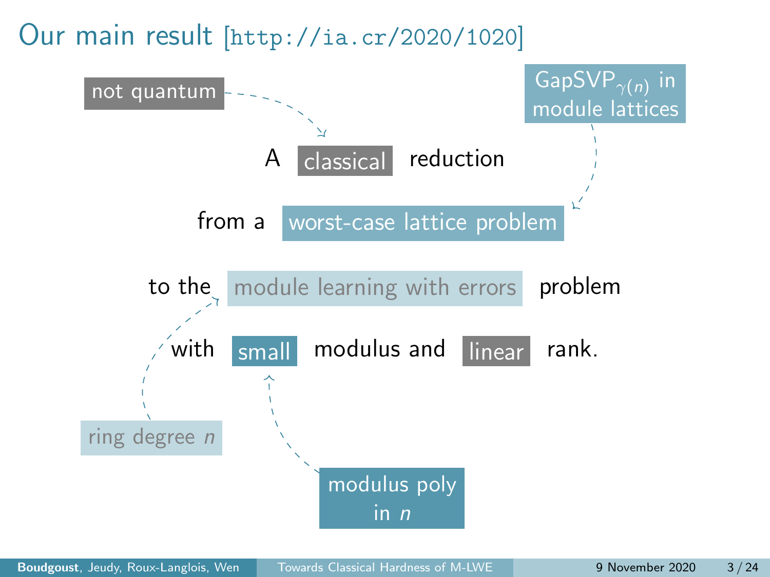# Our main result [http://ia.cr/2020/1020]

A classical reduction

from a worst-case lattice problem

to the module learning with errors problem

with small modulus and linear rank.

- not quantum → classical
- GapSVP$_{\gamma(n)}$ in module lattices → worst-case lattice problem
- ring degree $n$ → module learning with errors
- modulus poly in $n$ → small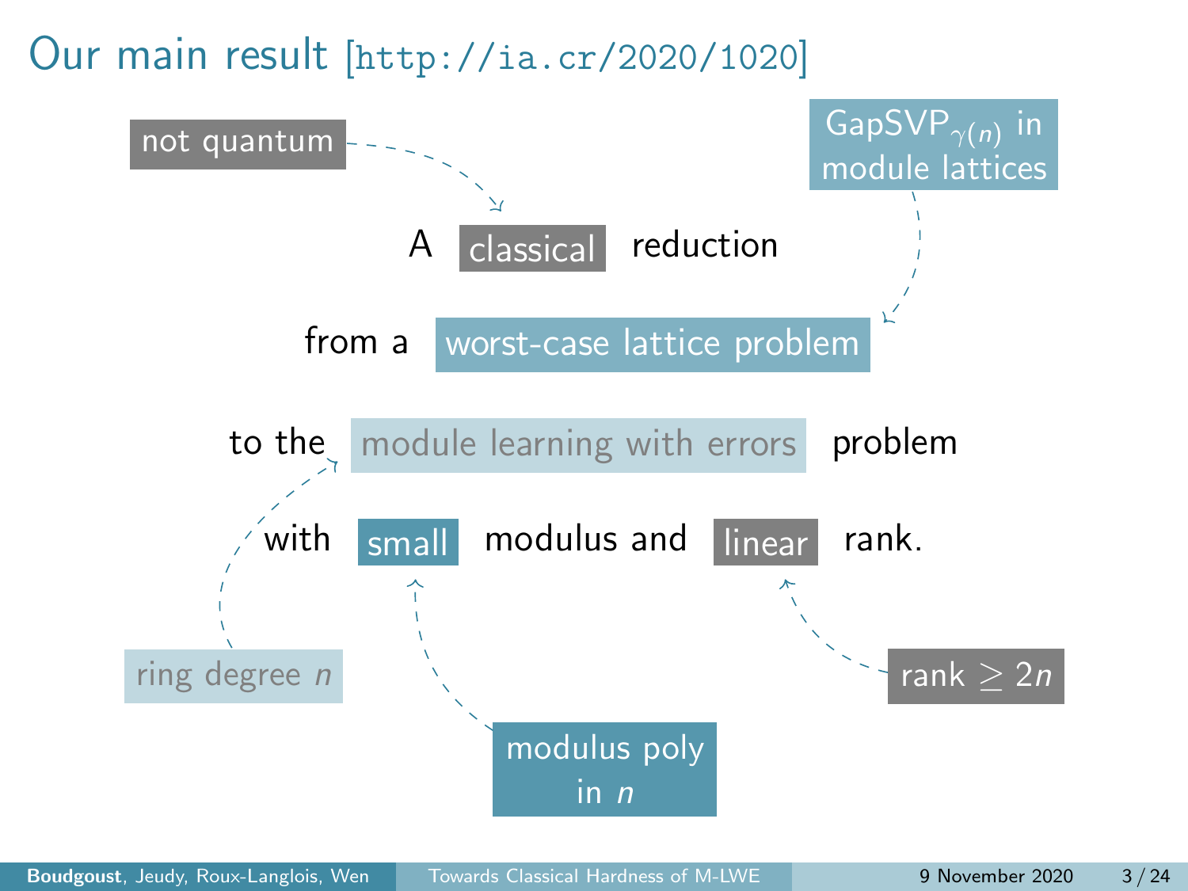# Our main result [http://ia.cr/2020/1020]

A classical reduction

from a worst-case lattice problem

to the module learning with errors problem

with small modulus and linear rank.

- classical: not quantum
- worst-case lattice problem: $\text{GapSVP}_{\gamma(n)}$ in module lattices
- module learning with errors: ring degree $n$
- small: modulus poly in $n$
- linear: rank $\geq 2n$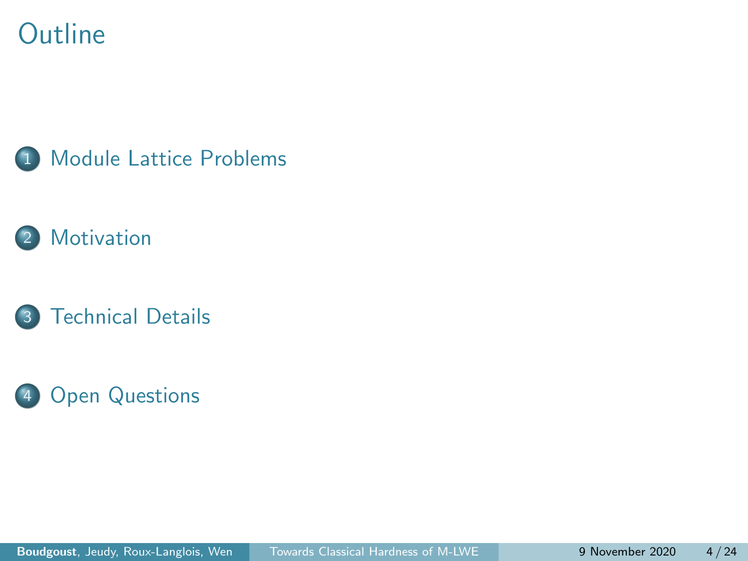# Outline

1. Module Lattice Problems
2. Motivation
3. Technical Details
4. Open Questions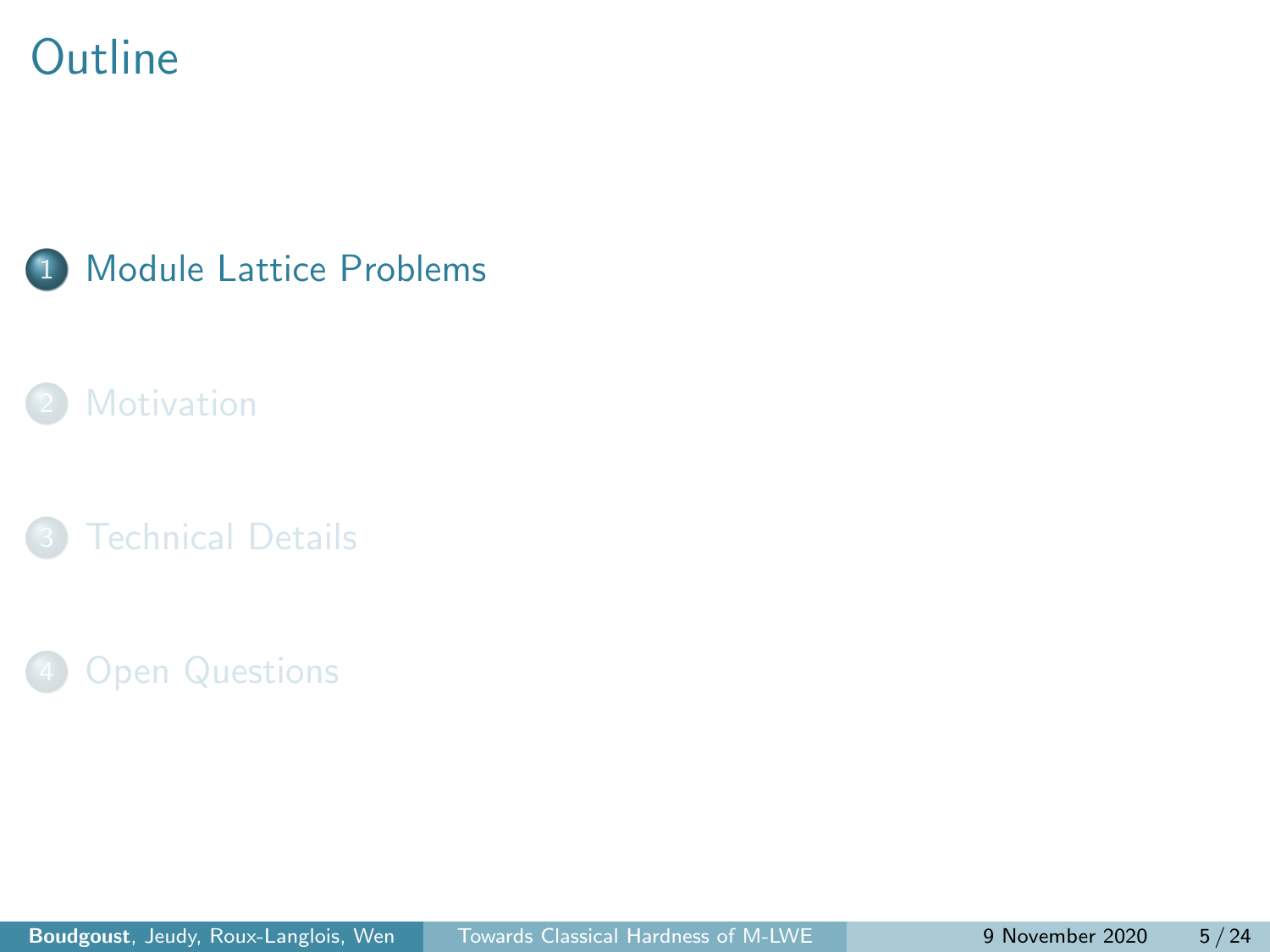# Outline

1. Module Lattice Problems
2. Motivation
3. Technical Details
4. Open Questions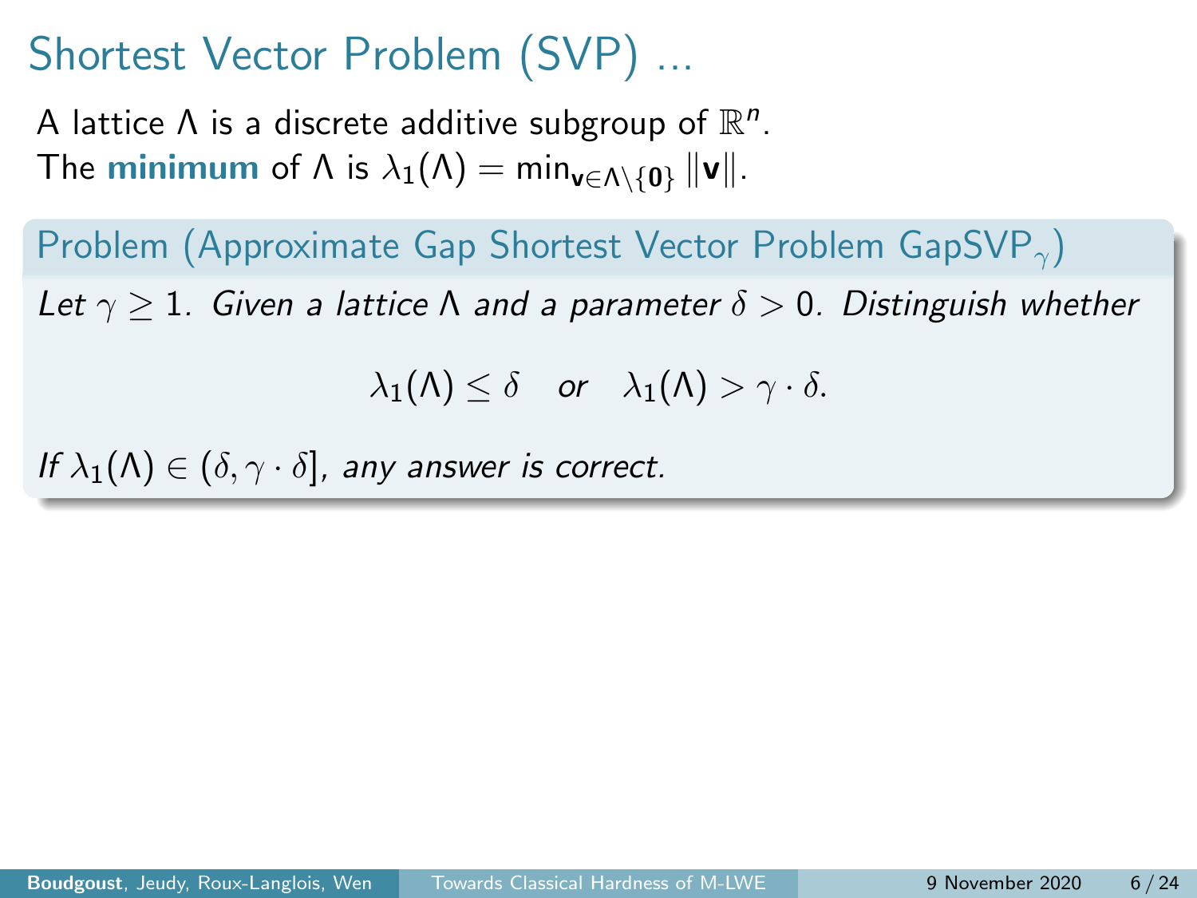# Shortest Vector Problem (SVP) ...

A lattice $\Lambda$ is a discrete additive subgroup of $\mathbb{R}^n$.
The **minimum** of $\Lambda$ is $\lambda_1(\Lambda) = \min_{\mathbf{v} \in \Lambda \setminus \{\mathbf{0}\}} \|\mathbf{v}\|$.

**Problem (Approximate Gap Shortest Vector Problem $\text{GapSVP}_\gamma$)**

*Let $\gamma \geq 1$. Given a lattice $\Lambda$ and a parameter $\delta > 0$. Distinguish whether*

$$\lambda_1(\Lambda) \leq \delta \quad \text{or} \quad \lambda_1(\Lambda) > \gamma \cdot \delta.$$

*If $\lambda_1(\Lambda) \in (\delta, \gamma \cdot \delta]$, any answer is correct.*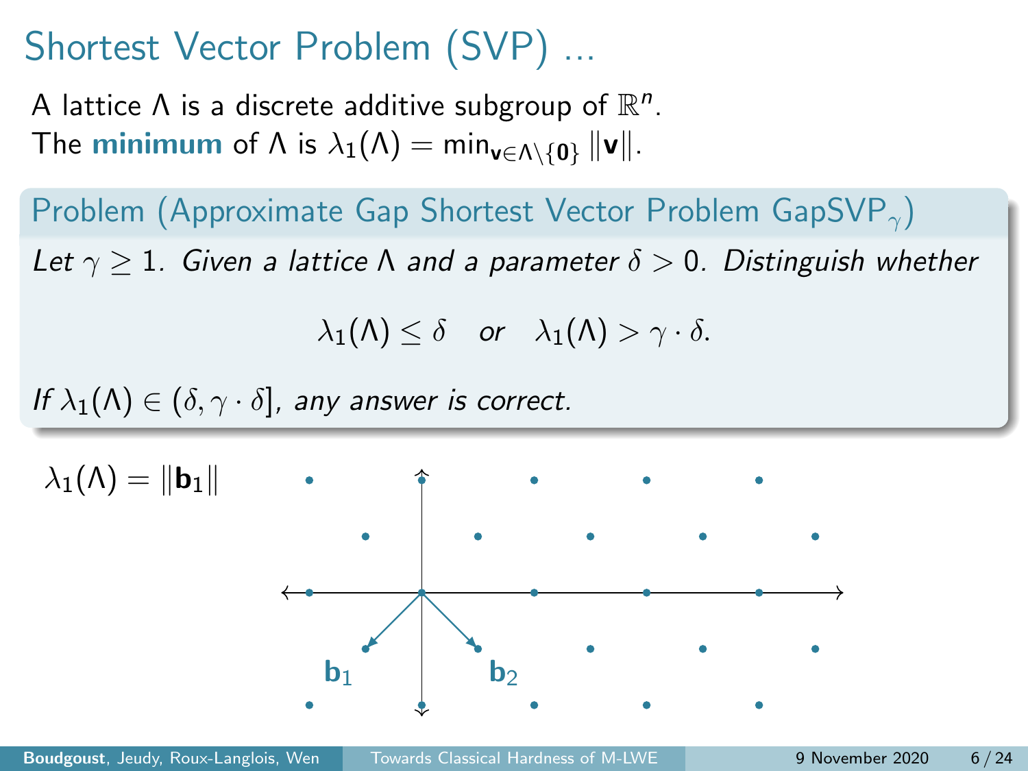# Shortest Vector Problem (SVP) ...

A lattice $\Lambda$ is a discrete additive subgroup of $\mathbb{R}^n$.
The **minimum** of $\Lambda$ is $\lambda_1(\Lambda) = \min_{\mathbf{v} \in \Lambda \setminus \{\mathbf{0}\}} \|\mathbf{v}\|$.

**Problem (Approximate Gap Shortest Vector Problem $\mathrm{GapSVP}_\gamma$)**

*Let $\gamma \geq 1$. Given a lattice $\Lambda$ and a parameter $\delta > 0$. Distinguish whether*

$$\lambda_1(\Lambda) \leq \delta \quad \text{or} \quad \lambda_1(\Lambda) > \gamma \cdot \delta.$$

*If $\lambda_1(\Lambda) \in (\delta, \gamma \cdot \delta]$, any answer is correct.*

$\lambda_1(\Lambda) = \|\mathbf{b}_1\|$

$\mathbf{b}_1$ $\mathbf{b}_2$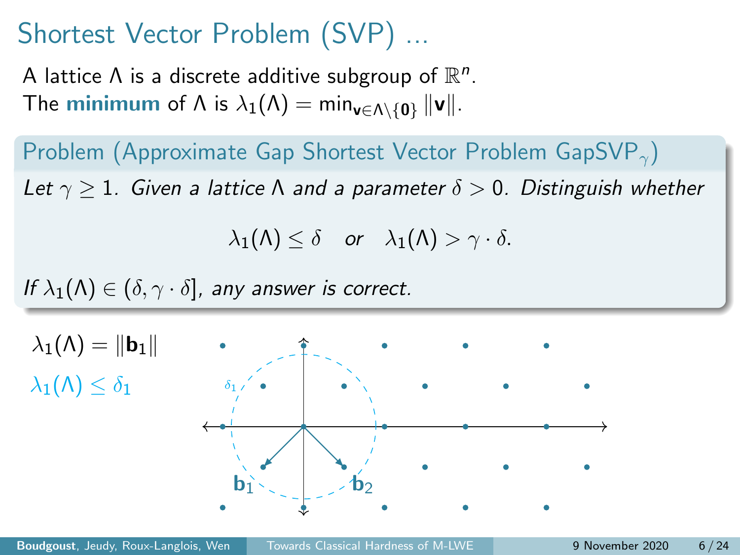# Shortest Vector Problem (SVP) ...

A lattice $\Lambda$ is a discrete additive subgroup of $\mathbb{R}^n$.
The **minimum** of $\Lambda$ is $\lambda_1(\Lambda) = \min_{\mathbf{v} \in \Lambda \setminus \{\mathbf{0}\}} \|\mathbf{v}\|$.

**Problem (Approximate Gap Shortest Vector Problem $\mathsf{GapSVP}_\gamma$)**

*Let $\gamma \geq 1$. Given a lattice $\Lambda$ and a parameter $\delta > 0$. Distinguish whether*

$$\lambda_1(\Lambda) \leq \delta \quad \text{or} \quad \lambda_1(\Lambda) > \gamma \cdot \delta.$$

*If $\lambda_1(\Lambda) \in (\delta, \gamma \cdot \delta]$, any answer is correct.*

$\lambda_1(\Lambda) = \|\mathbf{b}_1\|$

$\lambda_1(\Lambda) \leq \delta_1$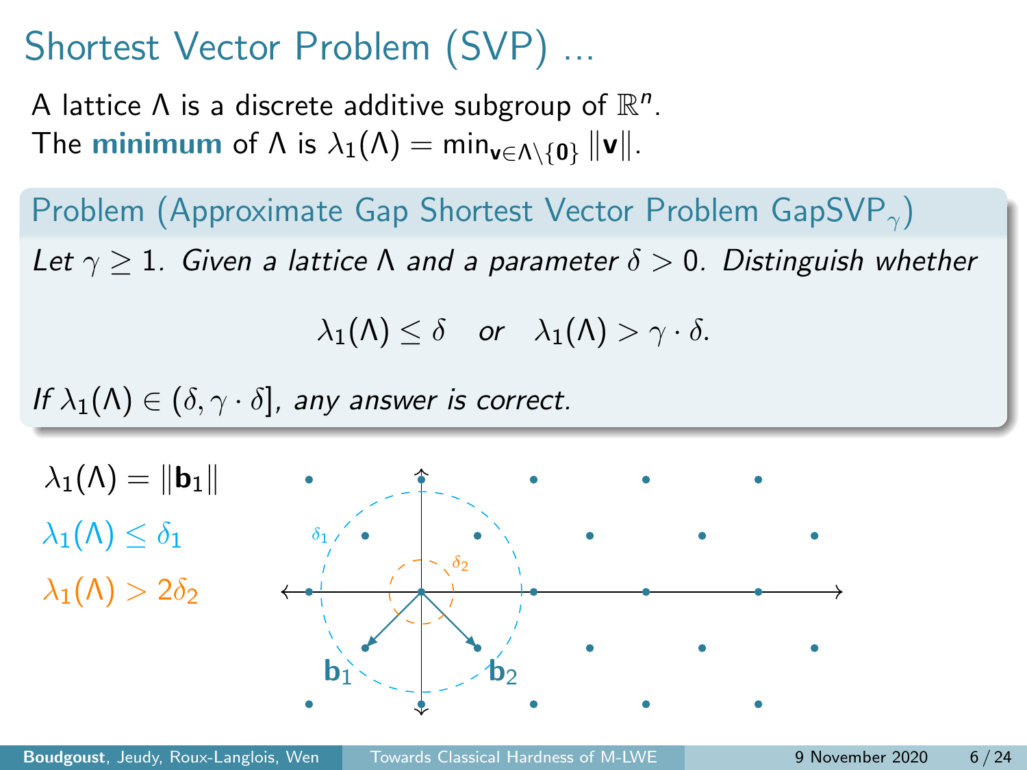# Shortest Vector Problem (SVP) ...

A lattice $\Lambda$ is a discrete additive subgroup of $\mathbb{R}^n$.
The **minimum** of $\Lambda$ is $\lambda_1(\Lambda) = \min_{\mathbf{v} \in \Lambda \setminus \{\mathbf{0}\}} \|\mathbf{v}\|$.

**Problem (Approximate Gap Shortest Vector Problem $\mathsf{GapSVP}_\gamma$)**

*Let $\gamma \geq 1$. Given a lattice $\Lambda$ and a parameter $\delta > 0$. Distinguish whether*

$$\lambda_1(\Lambda) \leq \delta \quad \text{or} \quad \lambda_1(\Lambda) > \gamma \cdot \delta.$$

*If $\lambda_1(\Lambda) \in (\delta, \gamma \cdot \delta]$, any answer is correct.*

$\lambda_1(\Lambda) = \|\mathbf{b}_1\|$

$\lambda_1(\Lambda) \leq \delta_1$

$\lambda_1(\Lambda) > 2\delta_2$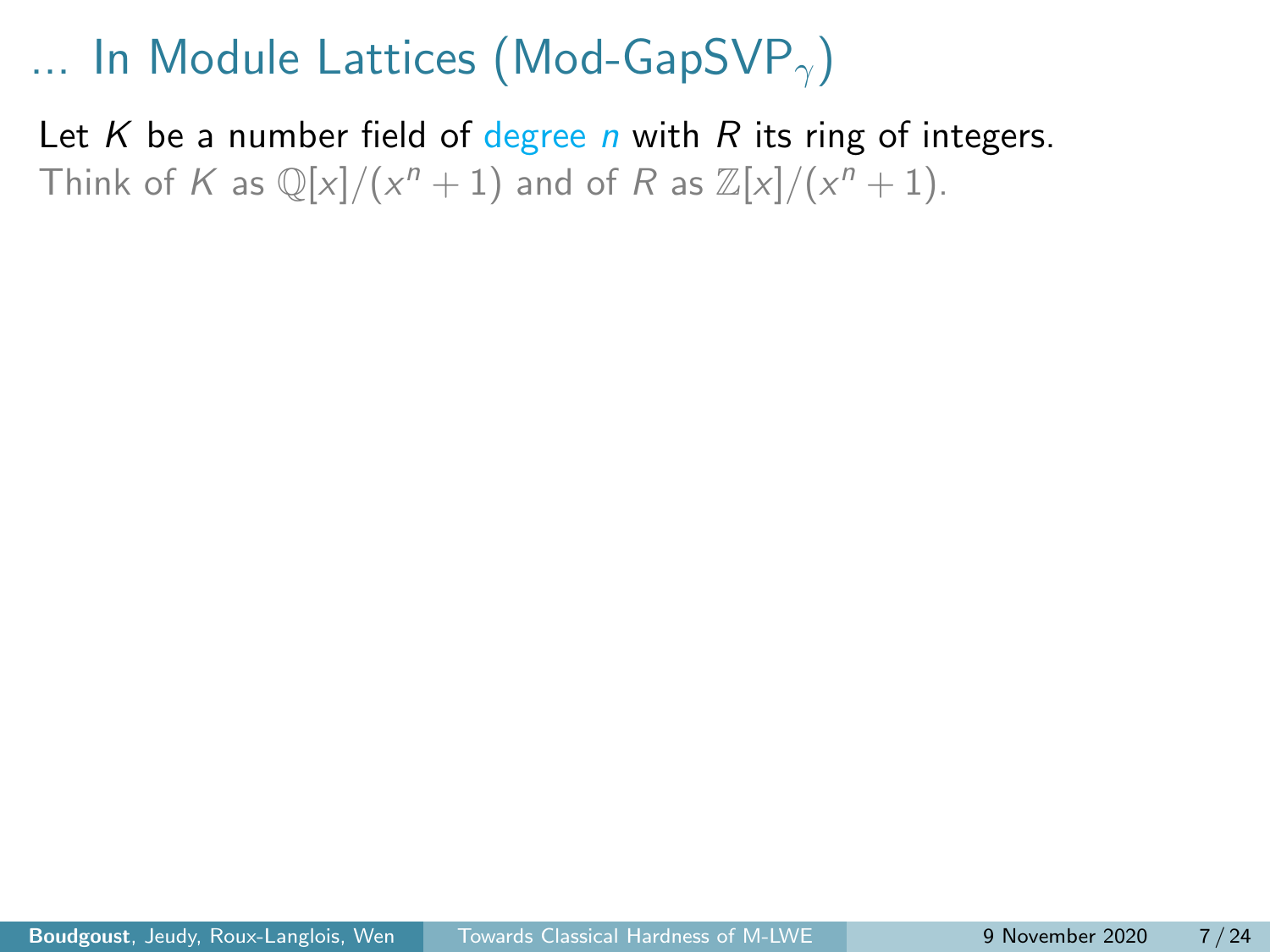# … In Module Lattices (Mod-GapSVP$_\gamma$)

Let $K$ be a number field of degree $n$ with $R$ its ring of integers.
Think of $K$ as $\mathbb{Q}[x]/(x^n + 1)$ and of $R$ as $\mathbb{Z}[x]/(x^n + 1)$.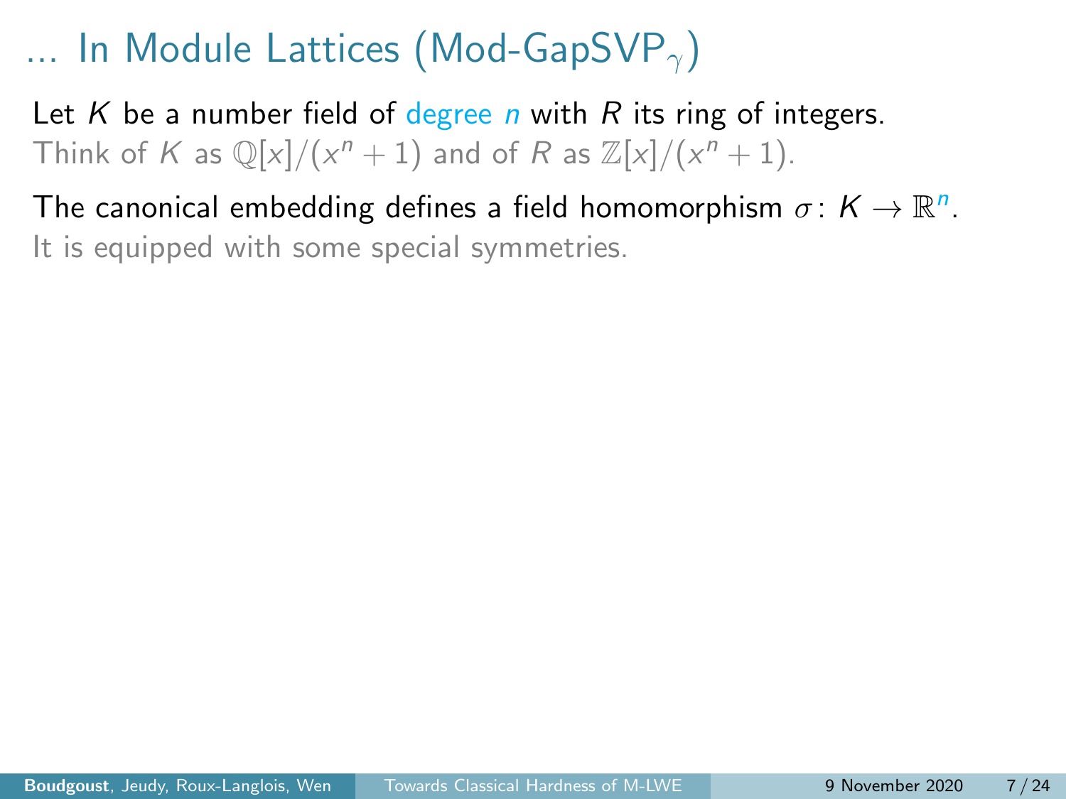# … In Module Lattices (Mod-GapSVP$_\gamma$)

Let $K$ be a number field of degree $n$ with $R$ its ring of integers.
Think of $K$ as $\mathbb{Q}[x]/(x^n + 1)$ and of $R$ as $\mathbb{Z}[x]/(x^n + 1)$.

The canonical embedding defines a field homomorphism $\sigma\colon K \to \mathbb{R}^n$.
It is equipped with some special symmetries.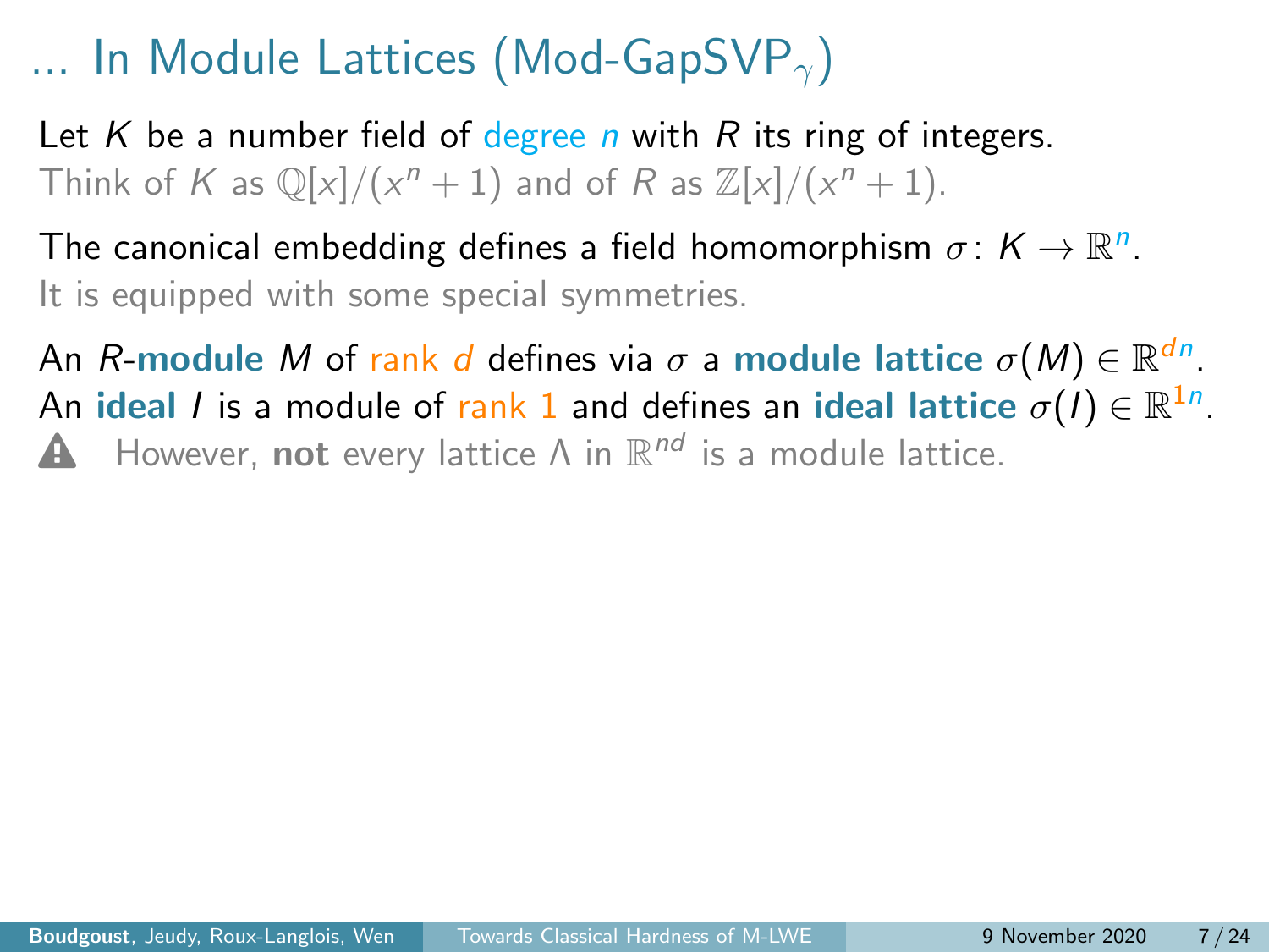# … In Module Lattices (Mod-GapSVP$_\gamma$)

Let $K$ be a number field of degree $n$ with $R$ its ring of integers.
Think of $K$ as $\mathbb{Q}[x]/(x^n+1)$ and of $R$ as $\mathbb{Z}[x]/(x^n+1)$.

The canonical embedding defines a field homomorphism $\sigma\colon K \to \mathbb{R}^n$.
It is equipped with some special symmetries.

An $R$-**module** $M$ of rank $d$ defines via $\sigma$ a **module lattice** $\sigma(M) \in \mathbb{R}^{dn}$.
An **ideal** $I$ is a module of rank 1 and defines an **ideal lattice** $\sigma(I) \in \mathbb{R}^{1n}$.
However, **not** every lattice $\Lambda$ in $\mathbb{R}^{nd}$ is a module lattice.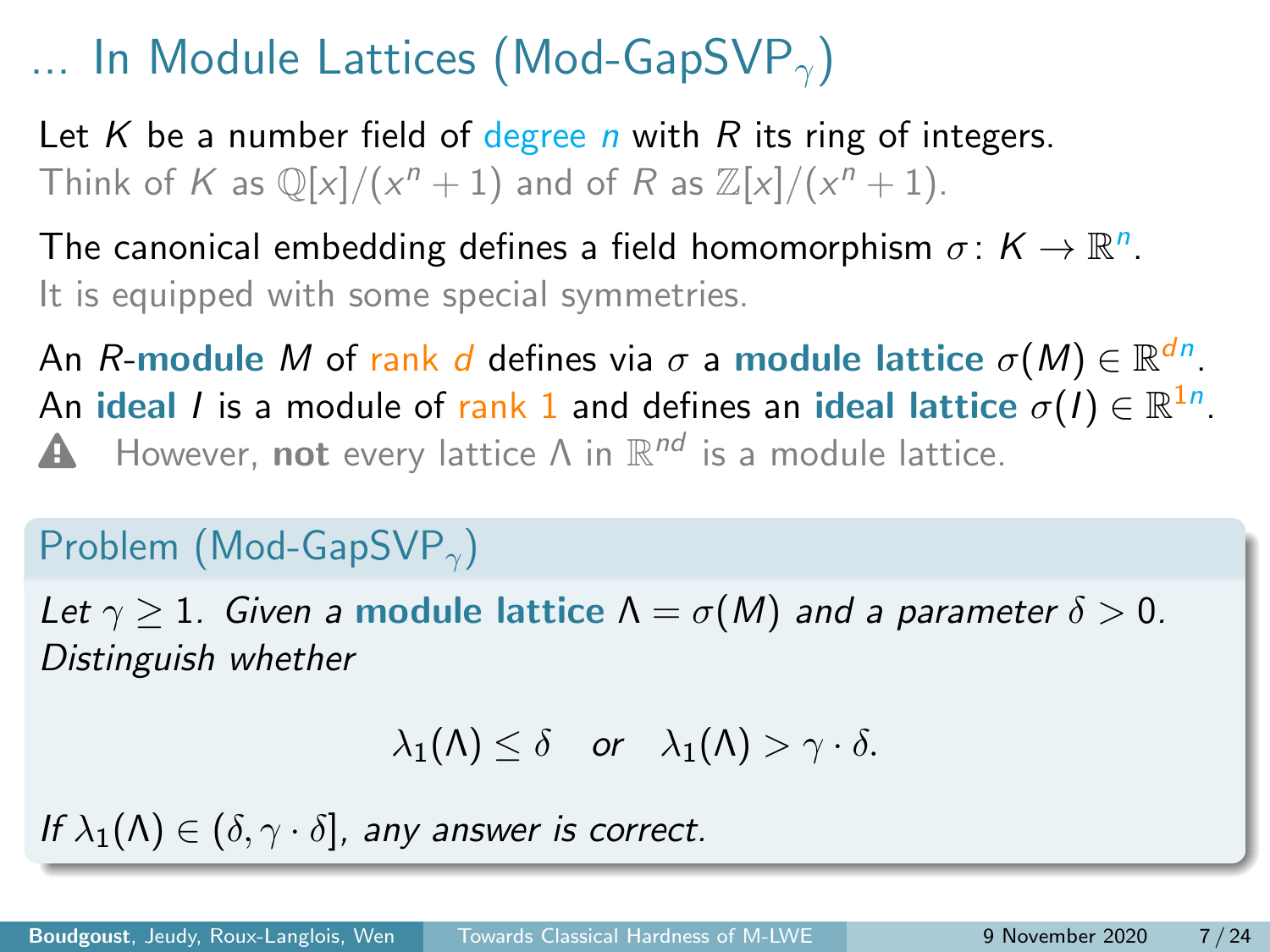# ... In Module Lattices (Mod-GapSVP$_\gamma$)

Let $K$ be a number field of degree $n$ with $R$ its ring of integers.
Think of $K$ as $\mathbb{Q}[x]/(x^n+1)$ and of $R$ as $\mathbb{Z}[x]/(x^n+1)$.

The canonical embedding defines a field homomorphism $\sigma\colon K \to \mathbb{R}^n$.
It is equipped with some special symmetries.

An $R$-**module** $M$ of rank $d$ defines via $\sigma$ a **module lattice** $\sigma(M) \in \mathbb{R}^{dn}$.
An **ideal** $I$ is a module of rank 1 and defines an **ideal lattice** $\sigma(I) \in \mathbb{R}^{1n}$.
⚠ However, **not** every lattice $\Lambda$ in $\mathbb{R}^{nd}$ is a module lattice.

**Problem (Mod-GapSVP$_\gamma$)**

*Let $\gamma \geq 1$. Given a* **module lattice** $\Lambda = \sigma(M)$ *and a parameter* $\delta > 0$*. Distinguish whether*

$$\lambda_1(\Lambda) \leq \delta \quad \text{or} \quad \lambda_1(\Lambda) > \gamma \cdot \delta.$$

*If* $\lambda_1(\Lambda) \in (\delta, \gamma \cdot \delta]$*, any answer is correct.*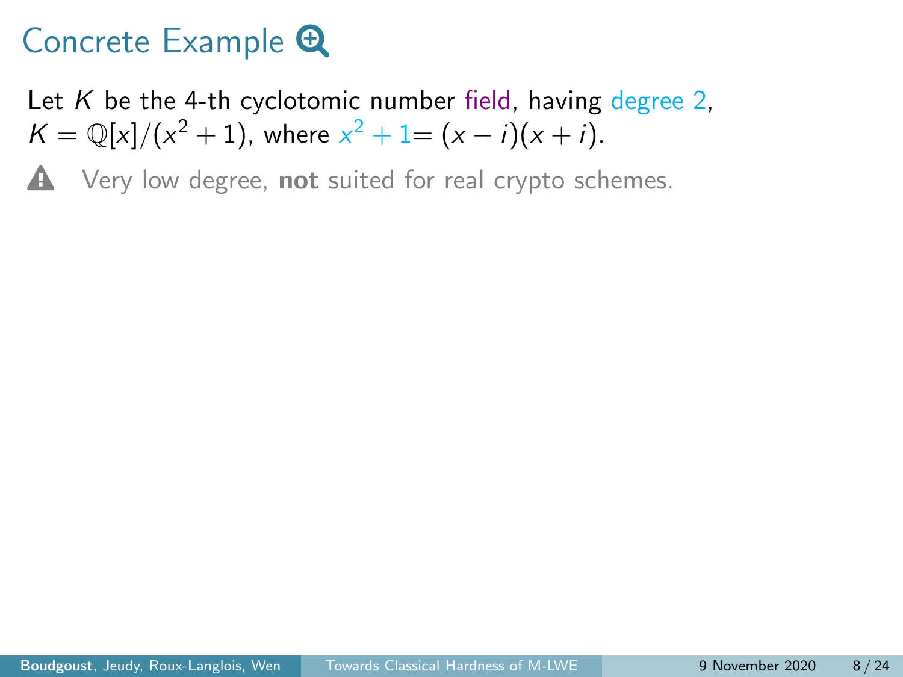# Concrete Example

Let $K$ be the 4-th cyclotomic number field, having degree 2, $K = \mathbb{Q}[x]/(x^2+1)$, where $x^2+1 = (x-i)(x+i)$.

Very low degree, **not** suited for real crypto schemes.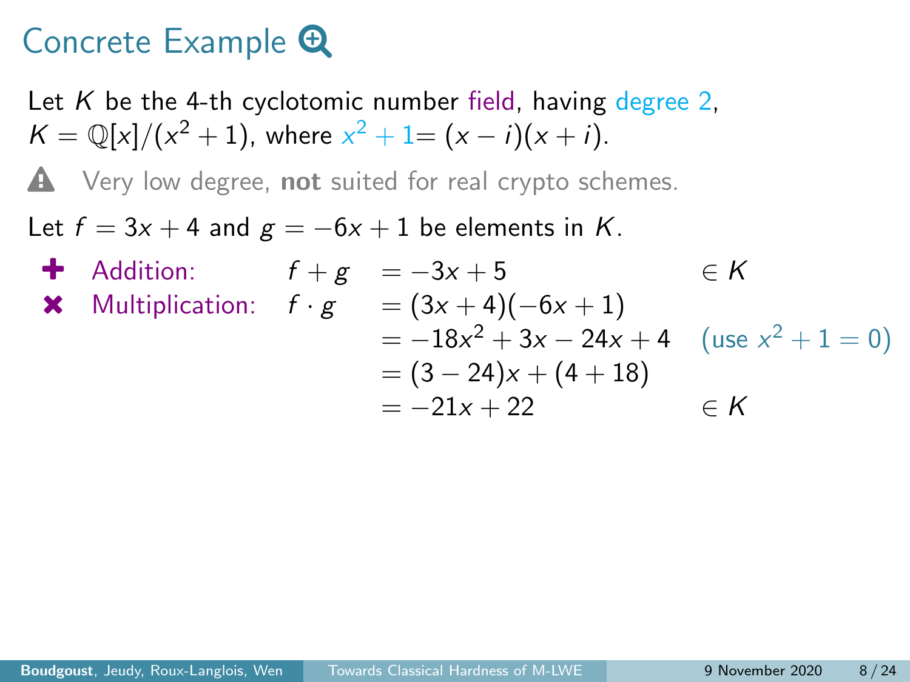# Concrete Example

Let $K$ be the 4-th cyclotomic number field, having degree 2, $K = \mathbb{Q}[x]/(x^2+1)$, where $x^2+1 = (x-i)(x+i)$.

⚠ Very low degree, **not** suited for real crypto schemes.

Let $f = 3x+4$ and $g = -6x+1$ be elements in $K$.

- **Addition:** $f + g = -3x + 5 \in K$
- **Multiplication:**

$$
\begin{aligned}
f \cdot g &= (3x+4)(-6x+1) \\
&= -18x^2 + 3x - 24x + 4 \quad (\text{use } x^2+1=0) \\
&= (3-24)x + (4+18) \\
&= -21x + 22 \quad \in K
\end{aligned}
$$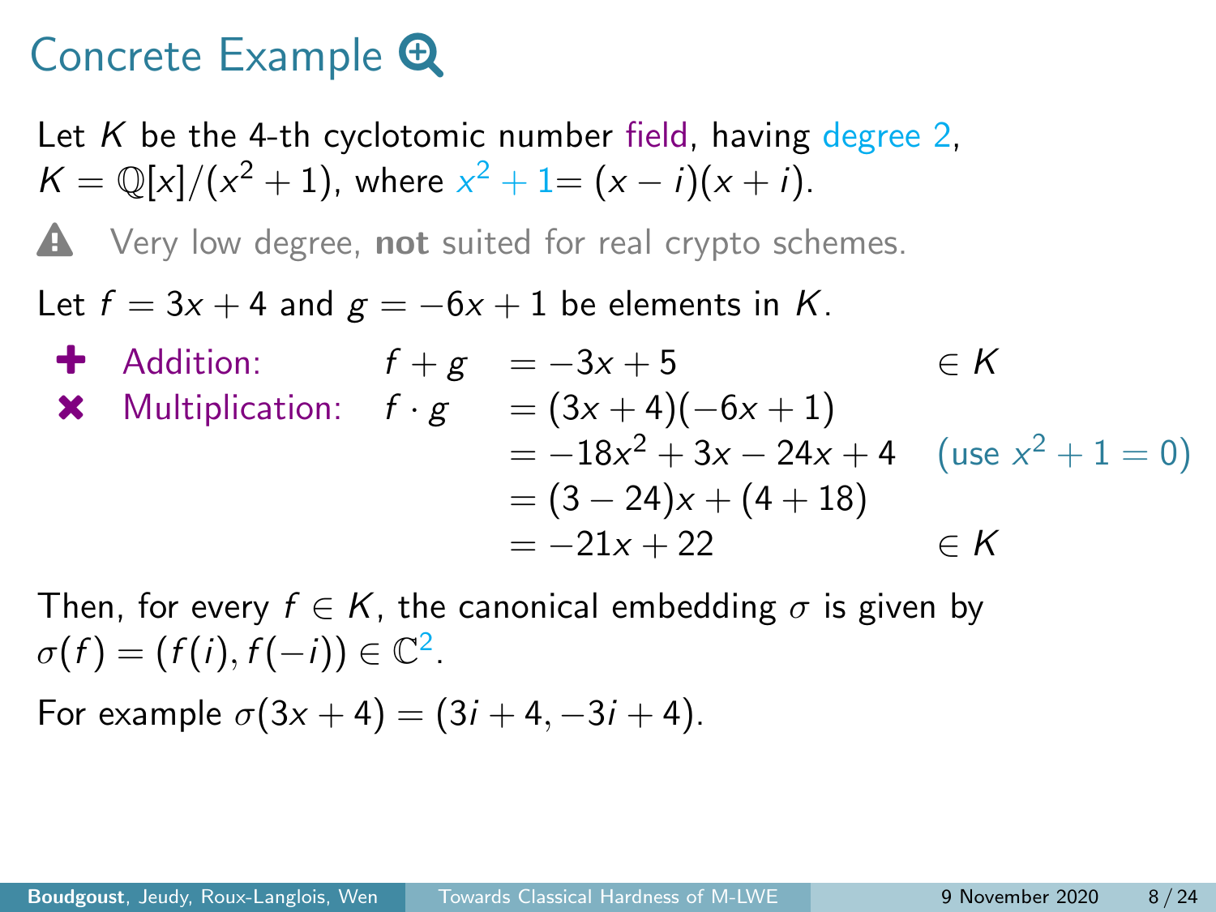# Concrete Example

Let $K$ be the 4-th cyclotomic number field, having degree 2, $K = \mathbb{Q}[x]/(x^2+1)$, where $x^2 + 1 = (x-i)(x+i)$.

⚠ Very low degree, **not** suited for real crypto schemes.

Let $f = 3x + 4$ and $g = -6x + 1$ be elements in $K$.

- **Addition:** $f + g = -3x + 5 \in K$
- **Multiplication:**

$$
\begin{aligned}
f \cdot g &= (3x+4)(-6x+1) \\
&= -18x^2 + 3x - 24x + 4 \quad (\text{use } x^2 + 1 = 0) \\
&= (3-24)x + (4+18) \\
&= -21x + 22 \in K
\end{aligned}
$$

Then, for every $f \in K$, the canonical embedding $\sigma$ is given by $\sigma(f) = (f(i), f(-i)) \in \mathbb{C}^2$.

For example $\sigma(3x+4) = (3i + 4, -3i + 4)$.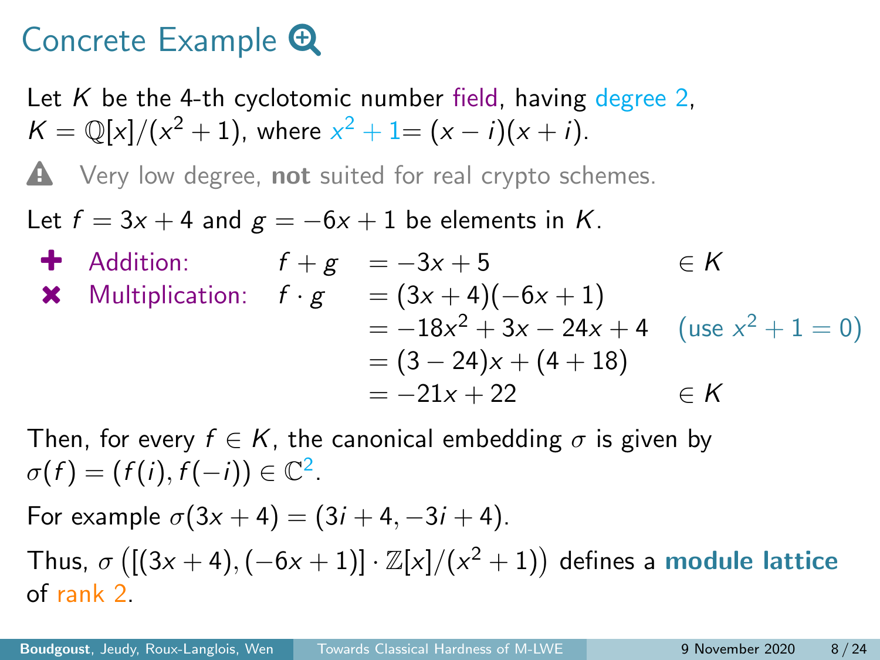# Concrete Example

Let $K$ be the 4-th cyclotomic number field, having degree 2, $K = \mathbb{Q}[x]/(x^2+1)$, where $x^2+1 = (x-i)(x+i)$.

⚠ Very low degree, **not** suited for real crypto schemes.

Let $f = 3x+4$ and $g = -6x+1$ be elements in $K$.

- Addition: $f + g = -3x + 5 \quad \in K$
- Multiplication:

$$
\begin{aligned}
f \cdot g &= (3x+4)(-6x+1) \\
&= -18x^2 + 3x - 24x + 4 \quad \text{(use } x^2+1=0\text{)} \\
&= (3-24)x + (4+18) \\
&= -21x + 22 \quad \in K
\end{aligned}
$$

Then, for every $f \in K$, the canonical embedding $\sigma$ is given by $\sigma(f) = (f(i), f(-i)) \in \mathbb{C}^2$.

For example $\sigma(3x+4) = (3i+4, -3i+4)$.

Thus, $\sigma\left([(3x+4), (-6x+1)] \cdot \mathbb{Z}[x]/(x^2+1)\right)$ defines a **module lattice** of rank 2.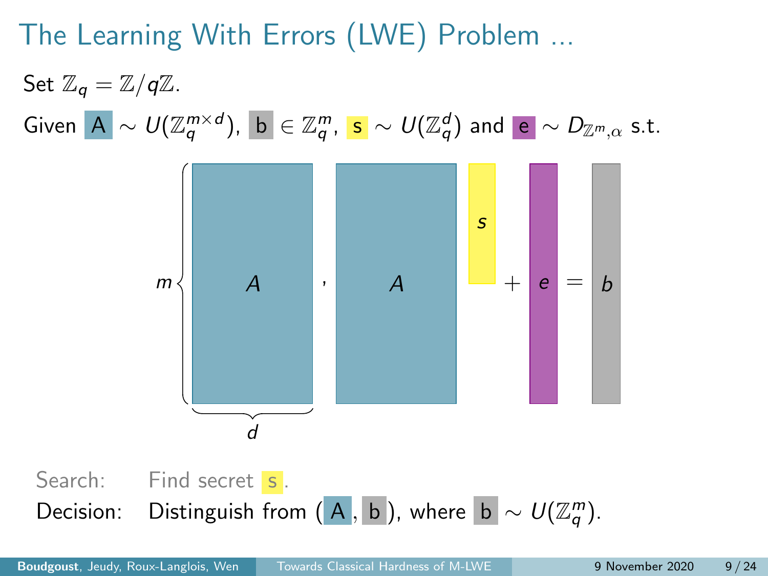# The Learning With Errors (LWE) Problem ...

Set $\mathbb{Z}_q = \mathbb{Z}/q\mathbb{Z}$.

Given $A \sim U(\mathbb{Z}_q^{m \times d})$, $b \in \mathbb{Z}_q^m$, $s \sim U(\mathbb{Z}_q^d)$ and $e \sim D_{\mathbb{Z}^m, \alpha}$ s.t.

$$\underbrace{A}_{m \times d} \;,\; A \cdot s + e = b$$

Search: Find secret $s$.

Decision: Distinguish from $(A, b)$, where $b \sim U(\mathbb{Z}_q^m)$.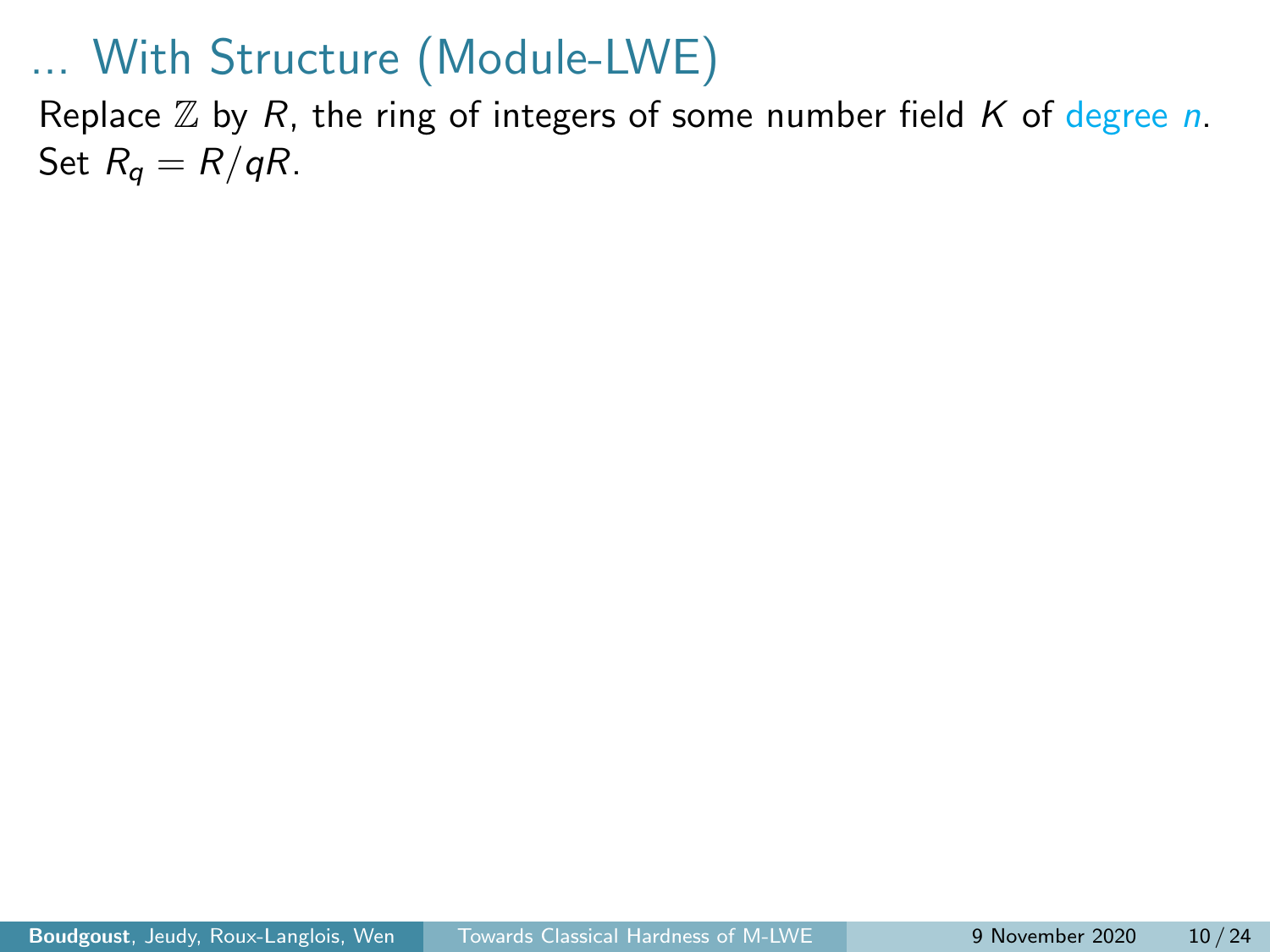# ... With Structure (Module-LWE)

Replace $\mathbb{Z}$ by $R$, the ring of integers of some number field $K$ of degree $n$.
Set $R_q = R/qR$.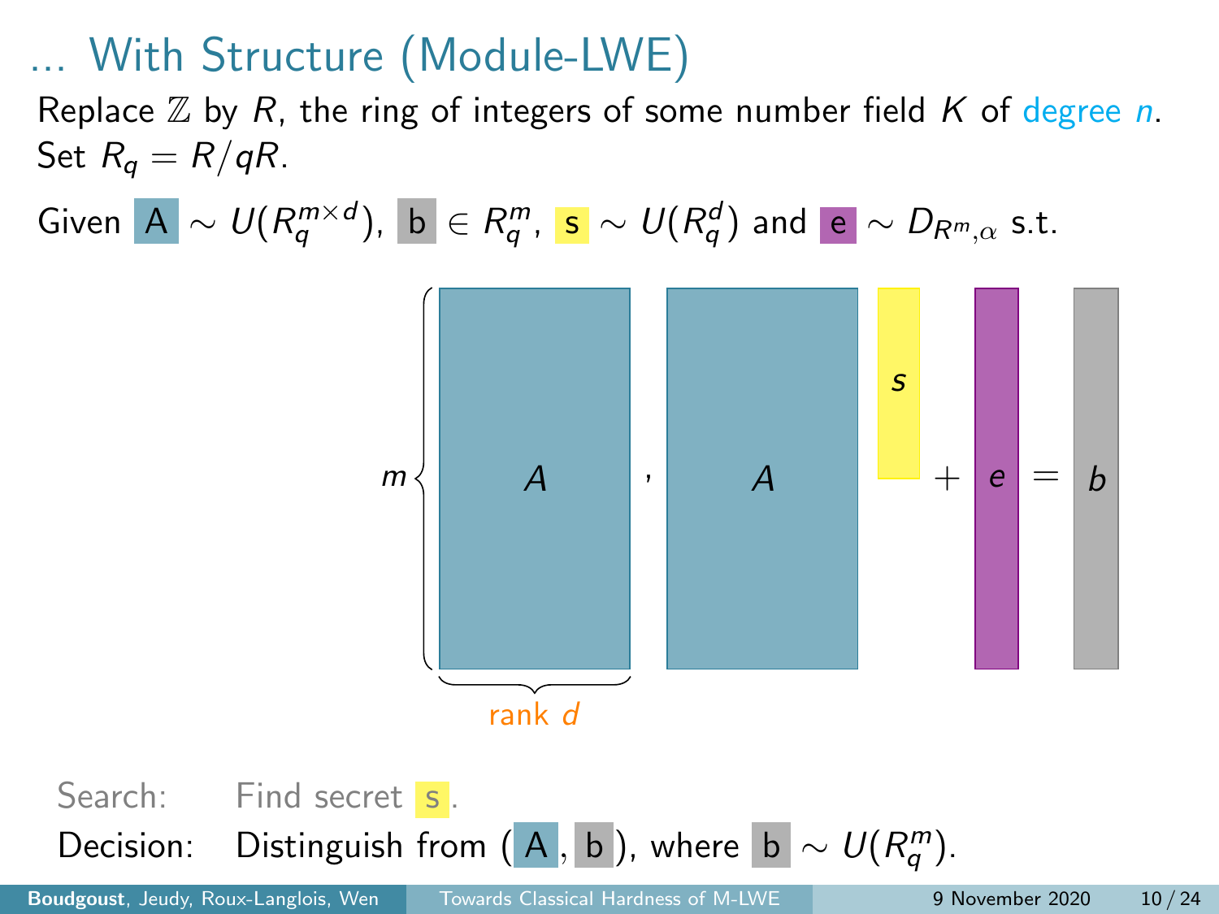# ... With Structure (Module-LWE)

Replace $\mathbb{Z}$ by $R$, the ring of integers of some number field $K$ of degree $n$. Set $R_q = R/qR$.

Given $A \sim U(R_q^{m \times d})$, $b \in R_q^m$, $s \sim U(R_q^d)$ and $e \sim D_{R^m,\alpha}$ s.t.

$$m \left\{ \underbrace{A}_{\text{rank } d} \right. , \quad A \cdot s + e = b$$

Search: Find secret $s$.

Decision: Distinguish from $(A, b)$, where $b \sim U(R_q^m)$.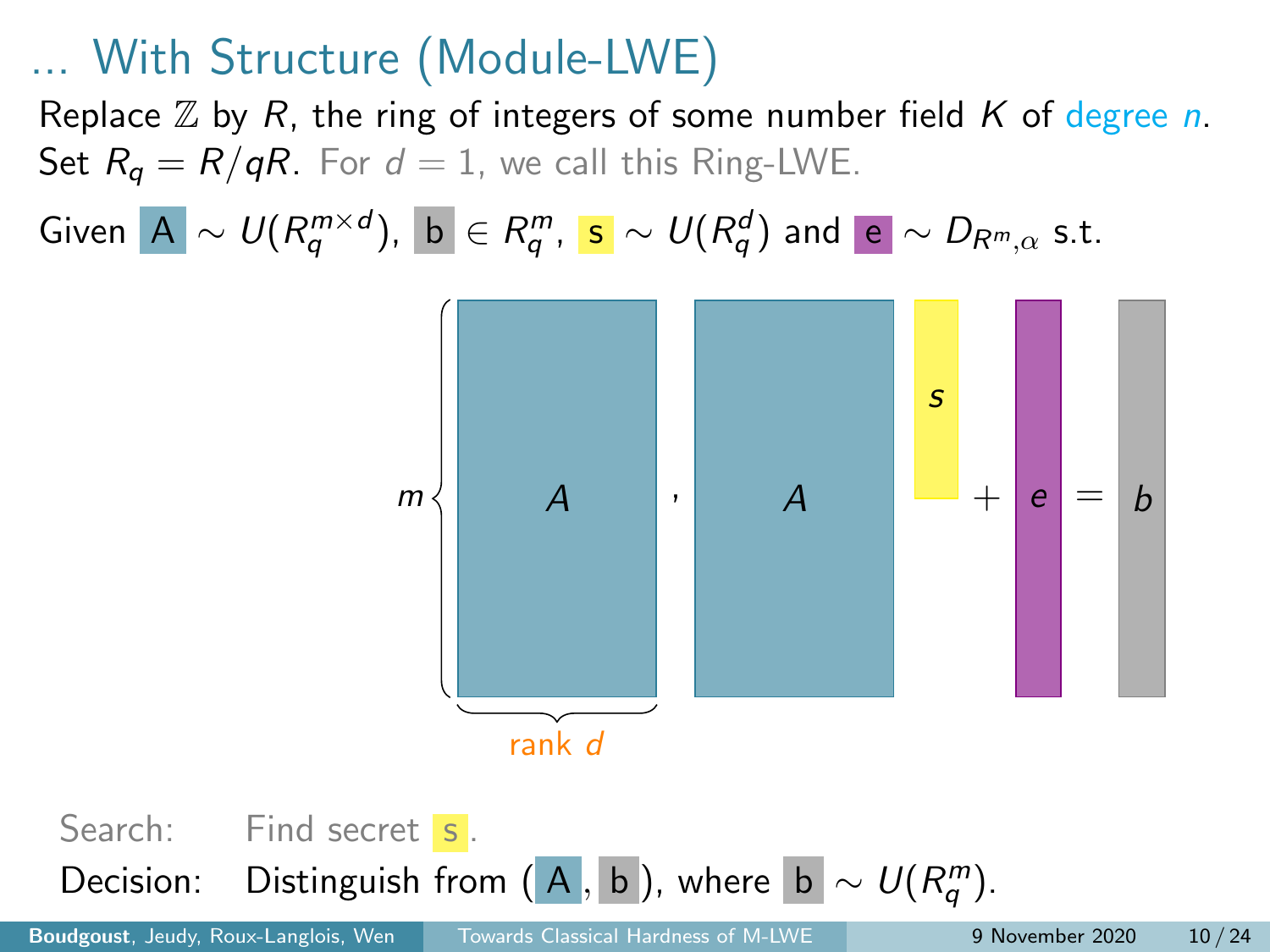# ... With Structure (Module-LWE)

Replace $\mathbb{Z}$ by $R$, the ring of integers of some number field $K$ of degree $n$.
Set $R_q = R/qR$. For $d = 1$, we call this Ring-LWE.

Given $A \sim U(R_q^{m \times d})$, $b \in R_q^m$, $s \sim U(R_q^d)$ and $e \sim D_{R^m,\alpha}$ s.t.

$$\left(A,\; A \cdot s + e = b\right)$$

($A$ has $m$ rows and rank $d$.)

Search: Find secret $s$.

Decision: Distinguish from $(A, b)$, where $b \sim U(R_q^m)$.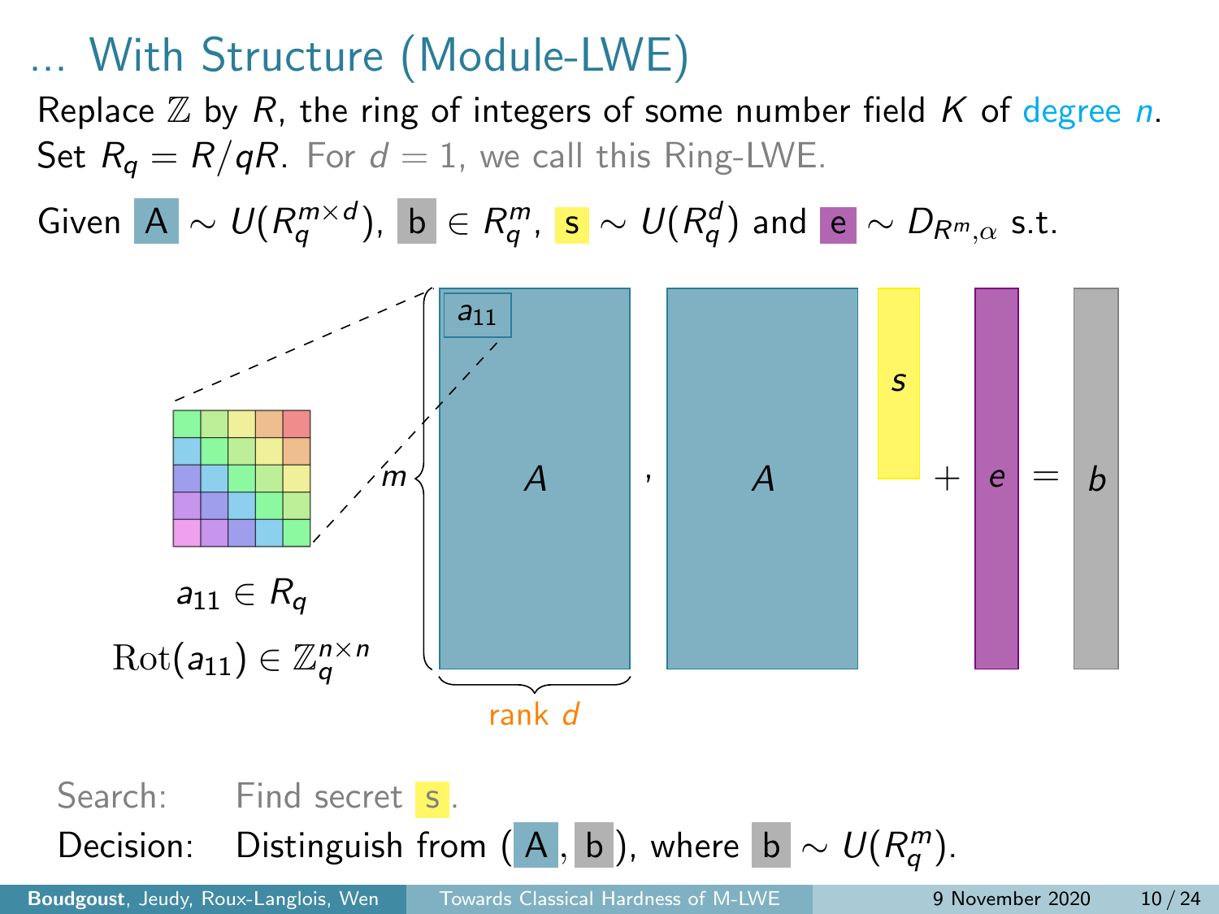# … With Structure (Module-LWE)

Replace $\mathbb{Z}$ by $R$, the ring of integers of some number field $K$ of degree $n$.
Set $R_q = R/qR$. For $d = 1$, we call this Ring-LWE.

Given $A \sim U(R_q^{m \times d})$, $b \in R_q^m$, $s \sim U(R_q^d)$ and $e \sim D_{R^m,\alpha}$ s.t.

$a_{11} \in R_q$

$\mathrm{Rot}(a_{11}) \in \mathbb{Z}_q^{n \times n}$

$$(A, \; A s + e = b)$$

$m$ rows, rank $d$

Search: Find secret $s$.

Decision: Distinguish from $(A, b)$, where $b \sim U(R_q^m)$.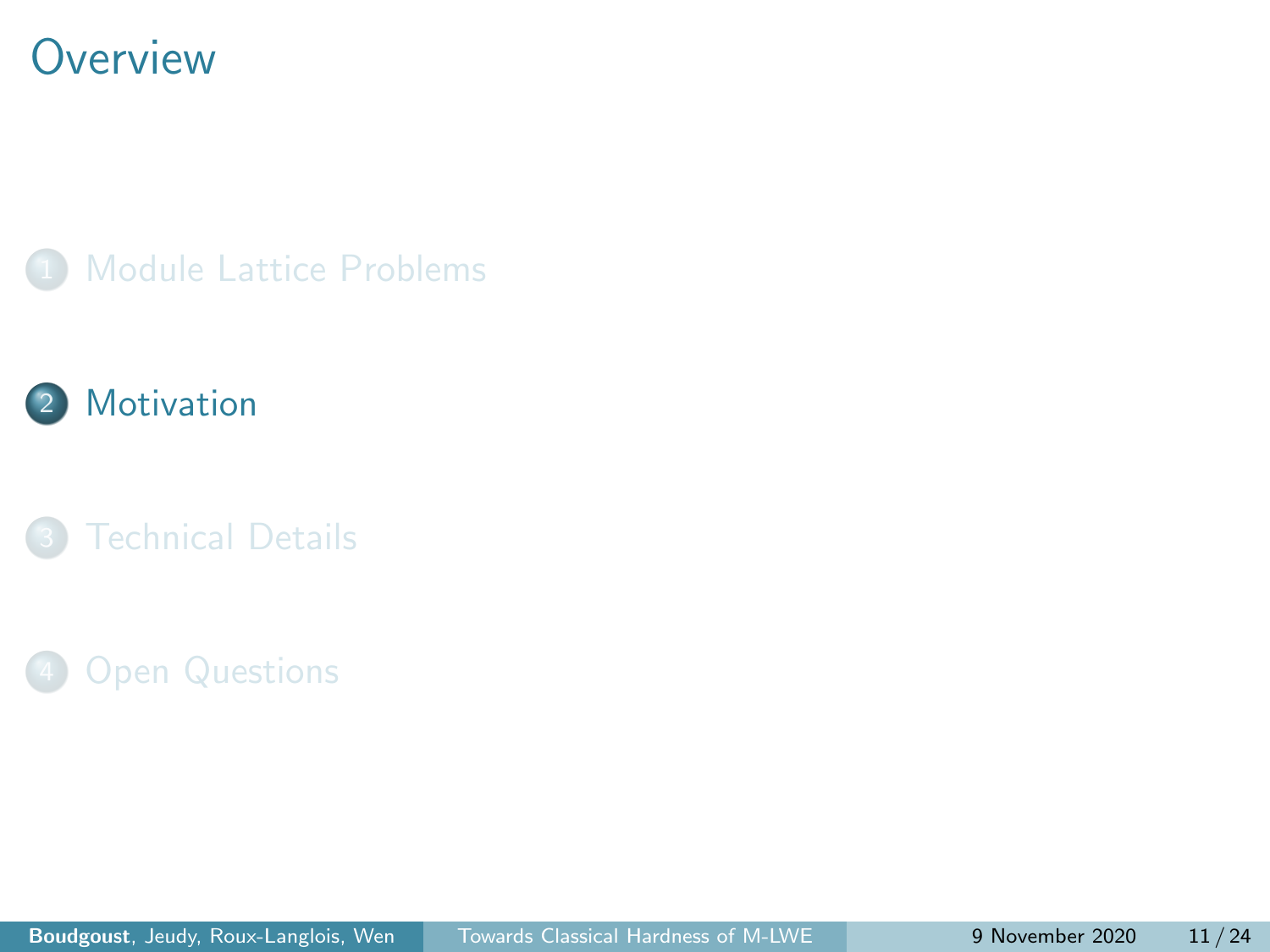# Overview

1. Module Lattice Problems
2. Motivation
3. Technical Details
4. Open Questions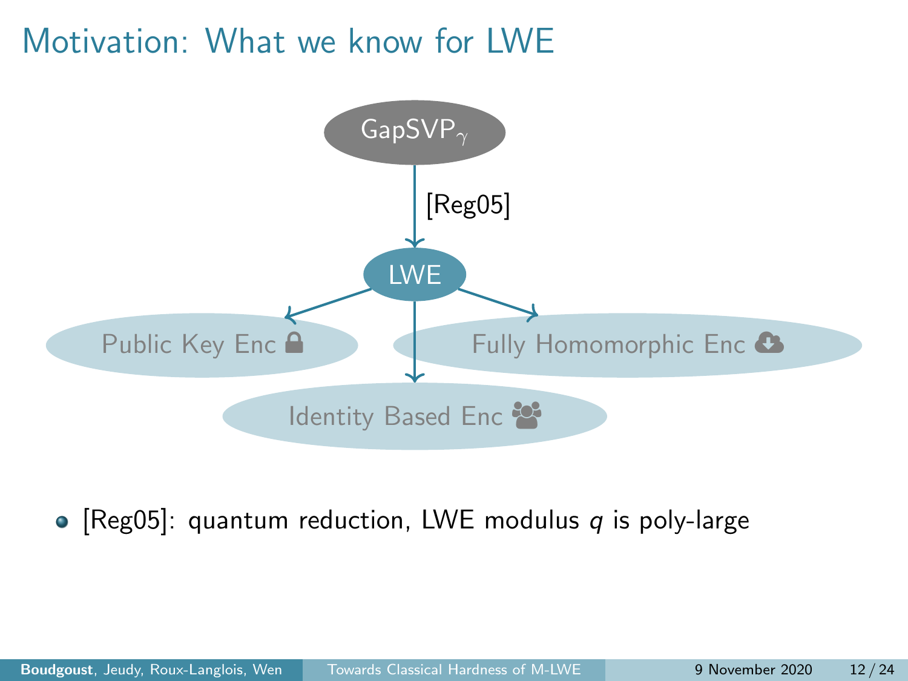# Motivation: What we know for LWE

GapSVP$_\gamma$

[Reg05]

LWE

Public Key Enc

Fully Homomorphic Enc

Identity Based Enc

- [Reg05]: quantum reduction, LWE modulus $q$ is poly-large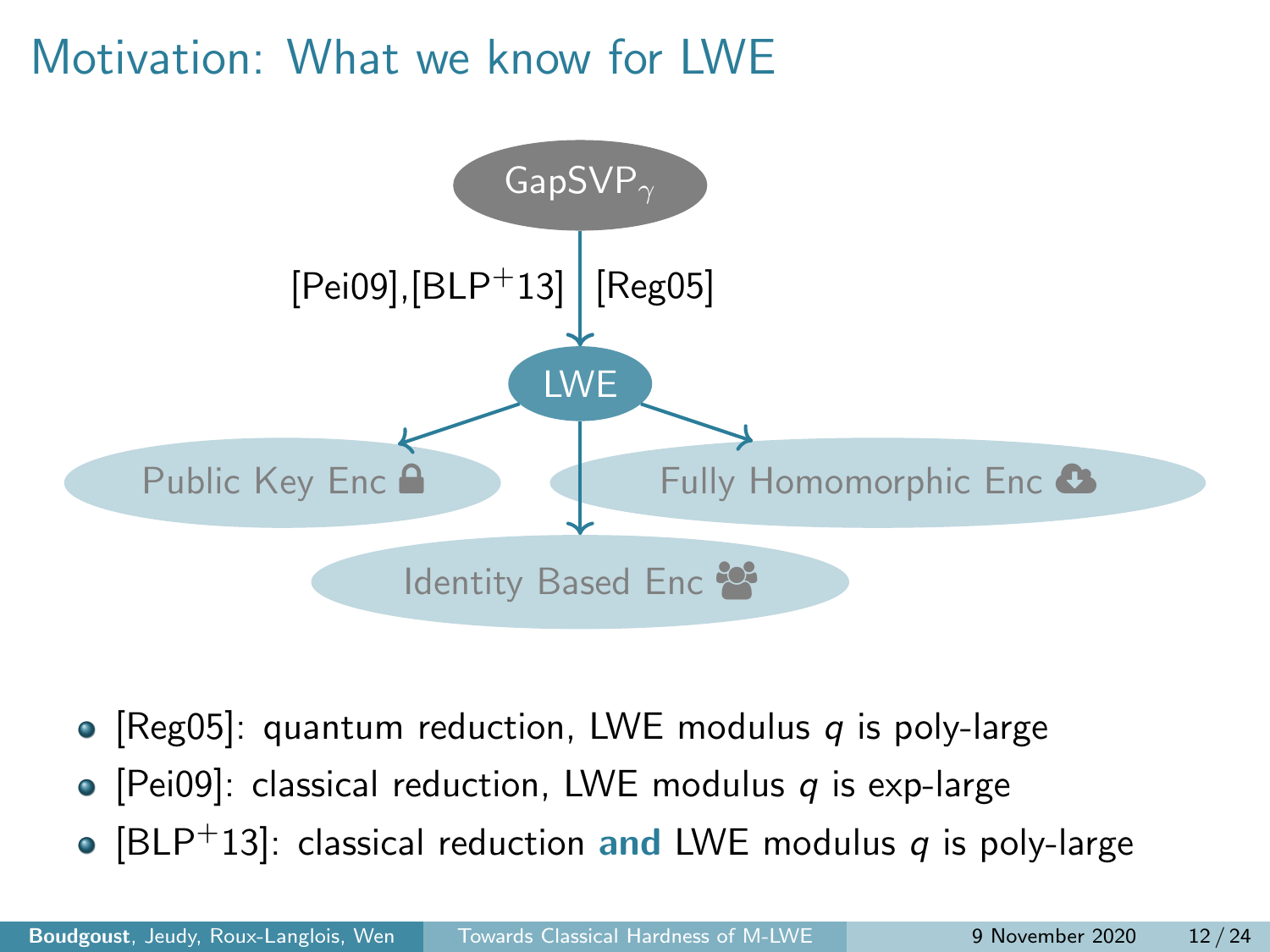# Motivation: What we know for LWE

GapSVP$_\gamma$

[Pei09],[BLP$^+$13] | [Reg05]

LWE

Public Key Enc

Fully Homomorphic Enc

Identity Based Enc

- [Reg05]: quantum reduction, LWE modulus $q$ is poly-large
- [Pei09]: classical reduction, LWE modulus $q$ is exp-large
- [BLP$^+$13]: classical reduction **and** LWE modulus $q$ is poly-large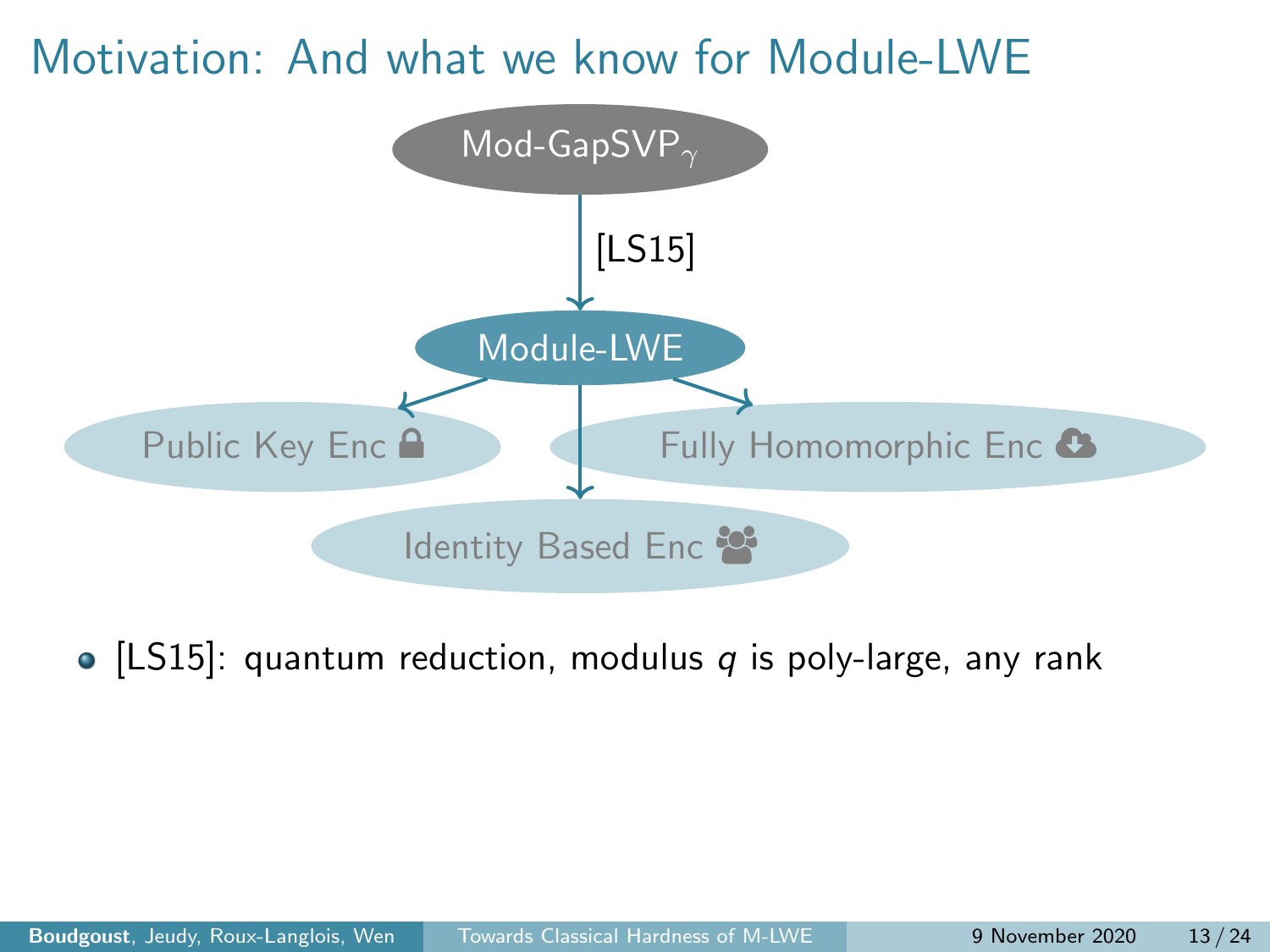# Motivation: And what we know for Module-LWE

Mod-GapSVP$_\gamma$

[LS15]

Module-LWE

Public Key Enc

Fully Homomorphic Enc

Identity Based Enc

- [LS15]: quantum reduction, modulus $q$ is poly-large, any rank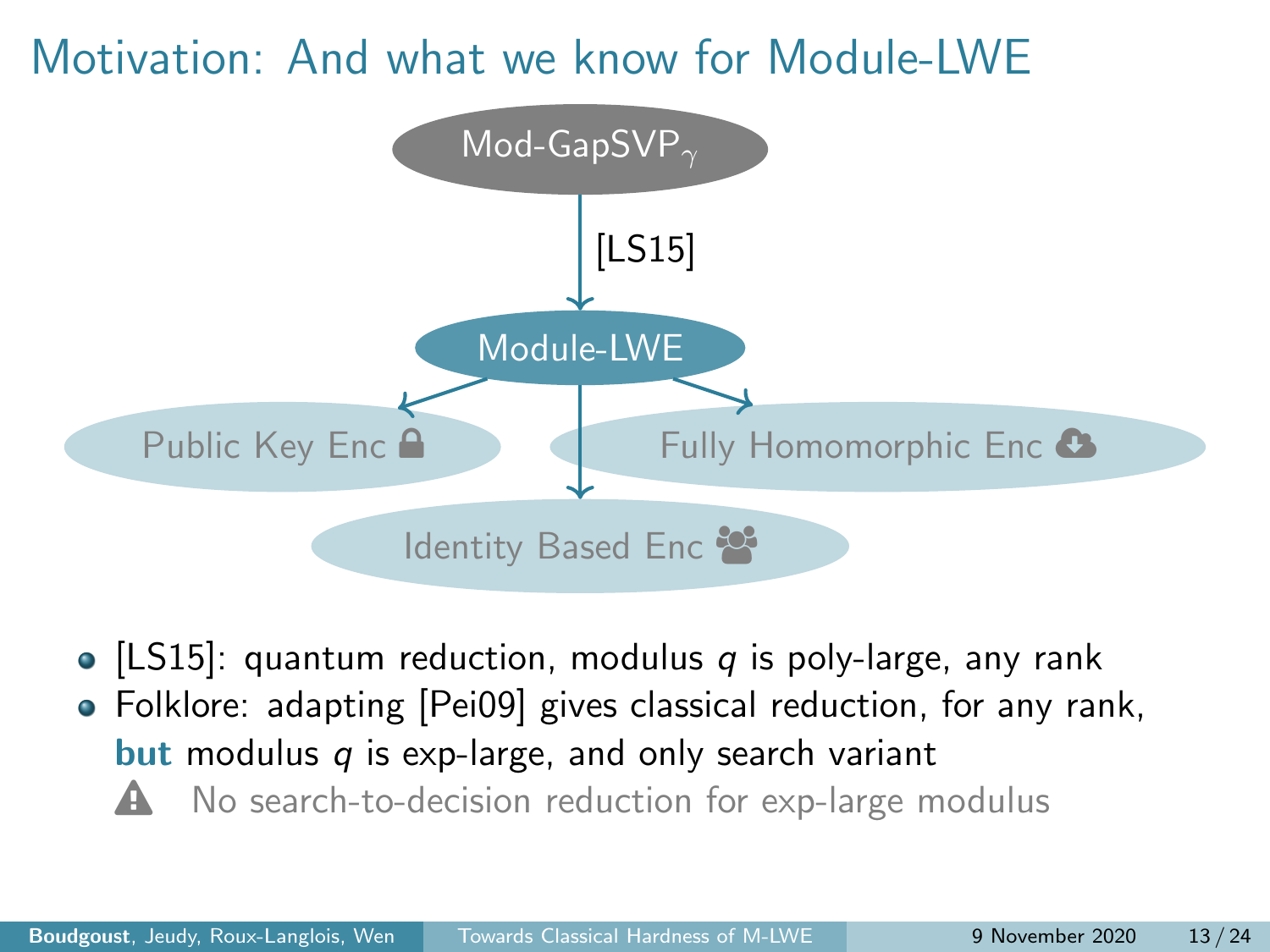# Motivation: And what we know for Module-LWE

Mod-GapSVP$_\gamma$

[LS15]

Module-LWE

Public Key Enc

Fully Homomorphic Enc

Identity Based Enc

- [LS15]: quantum reduction, modulus $q$ is poly-large, any rank
- Folklore: adapting [Pei09] gives classical reduction, for any rank, **but** modulus $q$ is exp-large, and only search variant

  ⚠ No search-to-decision reduction for exp-large modulus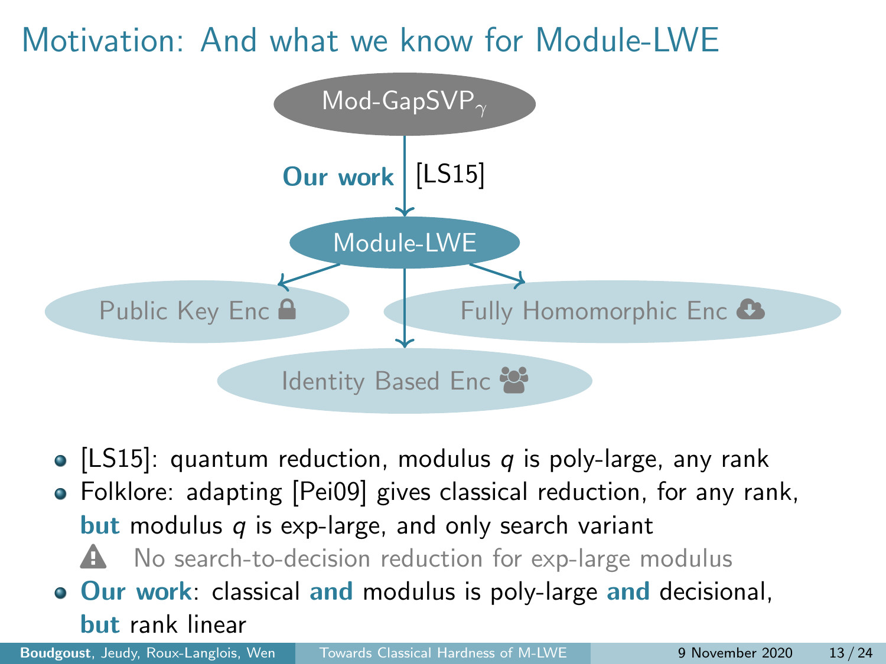# Motivation: And what we know for Module-LWE

Mod-GapSVP$_\gamma$

**Our work** | [LS15]

Module-LWE

Public Key Enc

Fully Homomorphic Enc

Identity Based Enc

- [LS15]: quantum reduction, modulus $q$ is poly-large, any rank
- Folklore: adapting [Pei09] gives classical reduction, for any rank, **but** modulus $q$ is exp-large, and only search variant
  - ⚠ No search-to-decision reduction for exp-large modulus
- **Our work**: classical **and** modulus is poly-large **and** decisional, **but** rank linear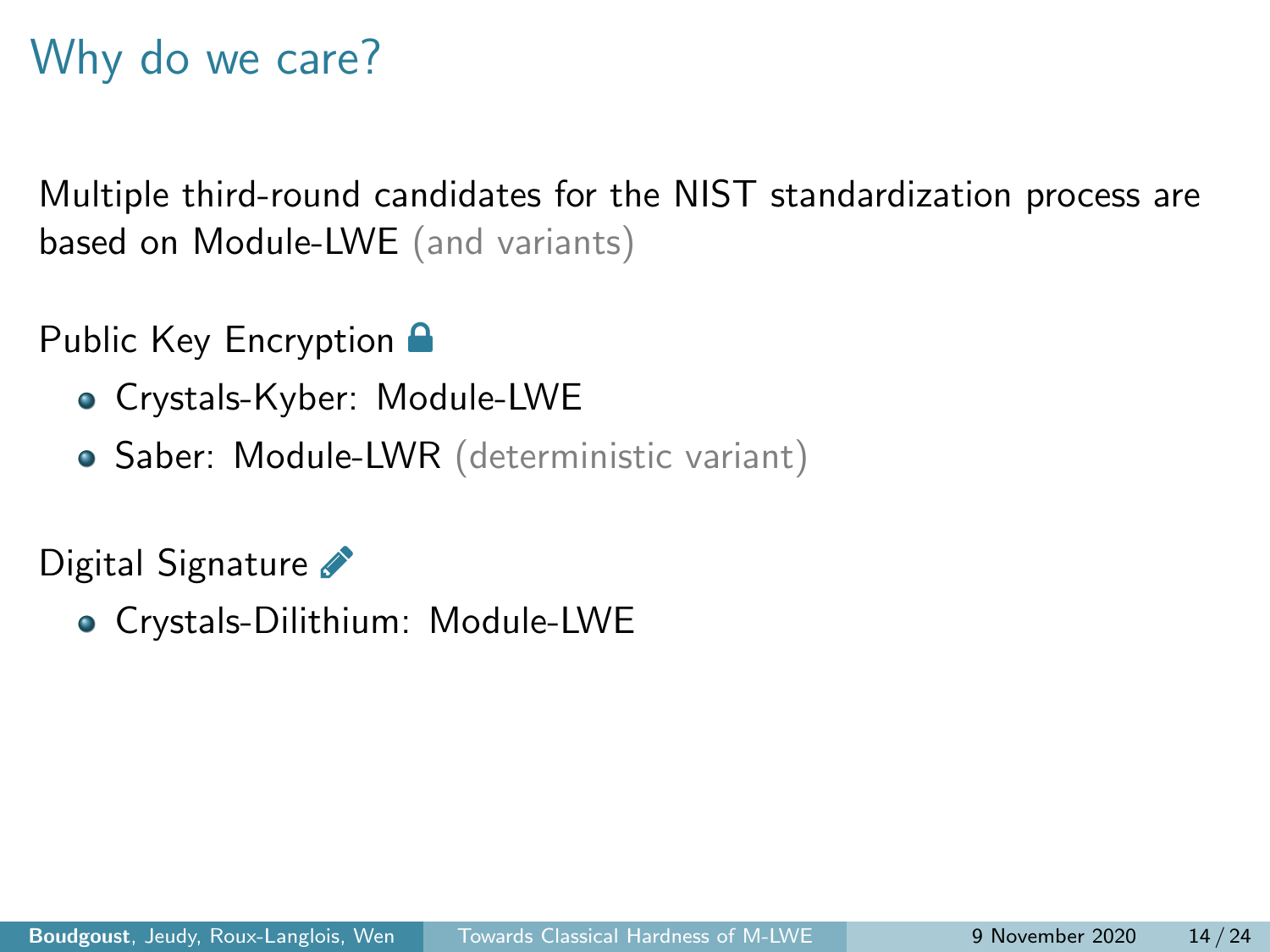# Why do we care?

Multiple third-round candidates for the NIST standardization process are based on Module-LWE (and variants)

Public Key Encryption

- Crystals-Kyber: Module-LWE
- Saber: Module-LWR (deterministic variant)

Digital Signature

- Crystals-Dilithium: Module-LWE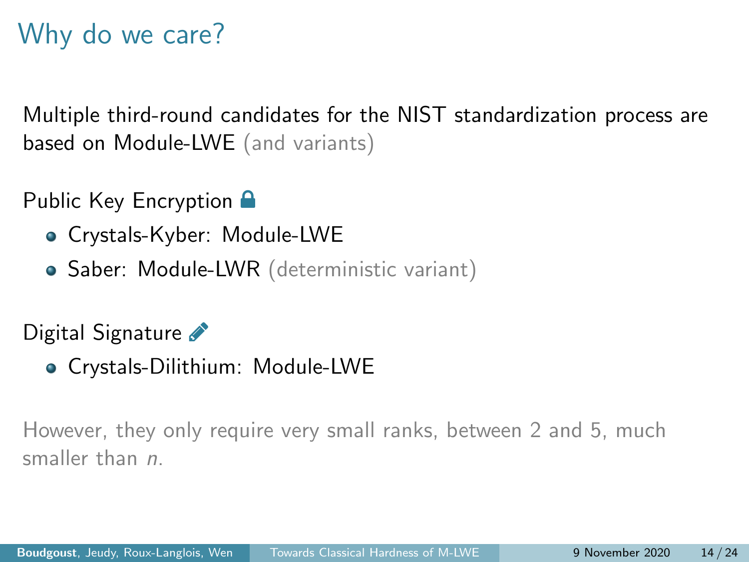# Why do we care?

Multiple third-round candidates for the NIST standardization process are based on Module-LWE (and variants)

Public Key Encryption

- Crystals-Kyber: Module-LWE
- Saber: Module-LWR (deterministic variant)

Digital Signature

- Crystals-Dilithium: Module-LWE

However, they only require very small ranks, between 2 and 5, much smaller than $n$.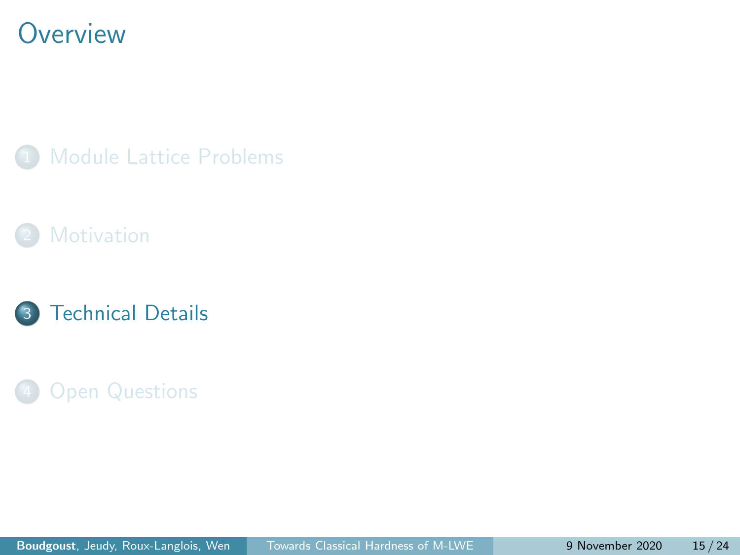# Overview

1. Module Lattice Problems
2. Motivation
3. Technical Details
4. Open Questions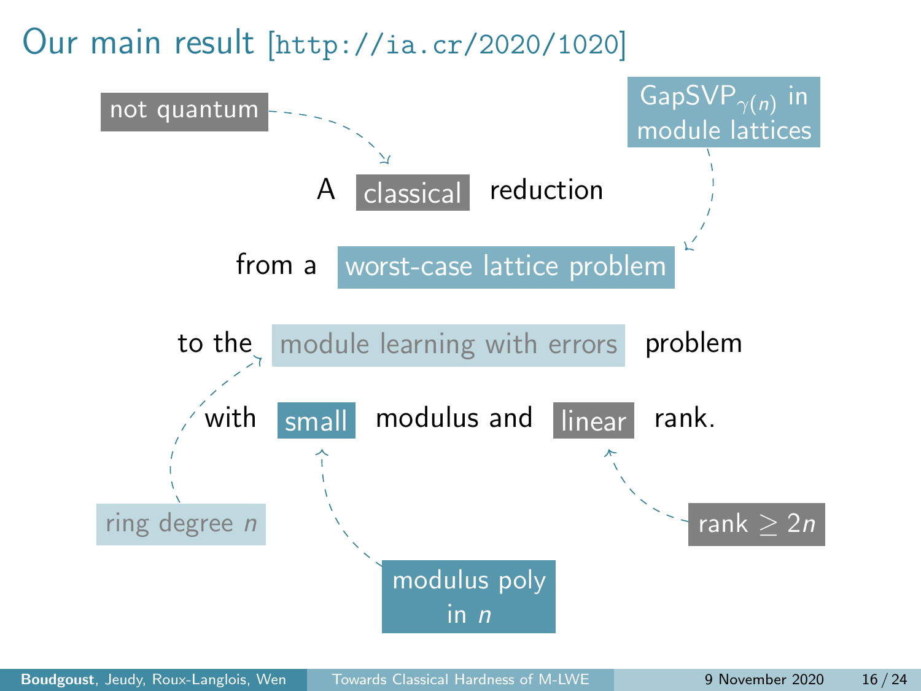# Our main result [http://ia.cr/2020/1020]

A **classical** reduction

from a **worst-case lattice problem**

to the **module learning with errors** problem

with **small** modulus and **linear** rank.

- not quantum → classical
- GapSVP$_{\gamma(n)}$ in module lattices → worst-case lattice problem
- ring degree $n$ → module learning with errors
- modulus poly in $n$ → small
- rank $\geq 2n$ → linear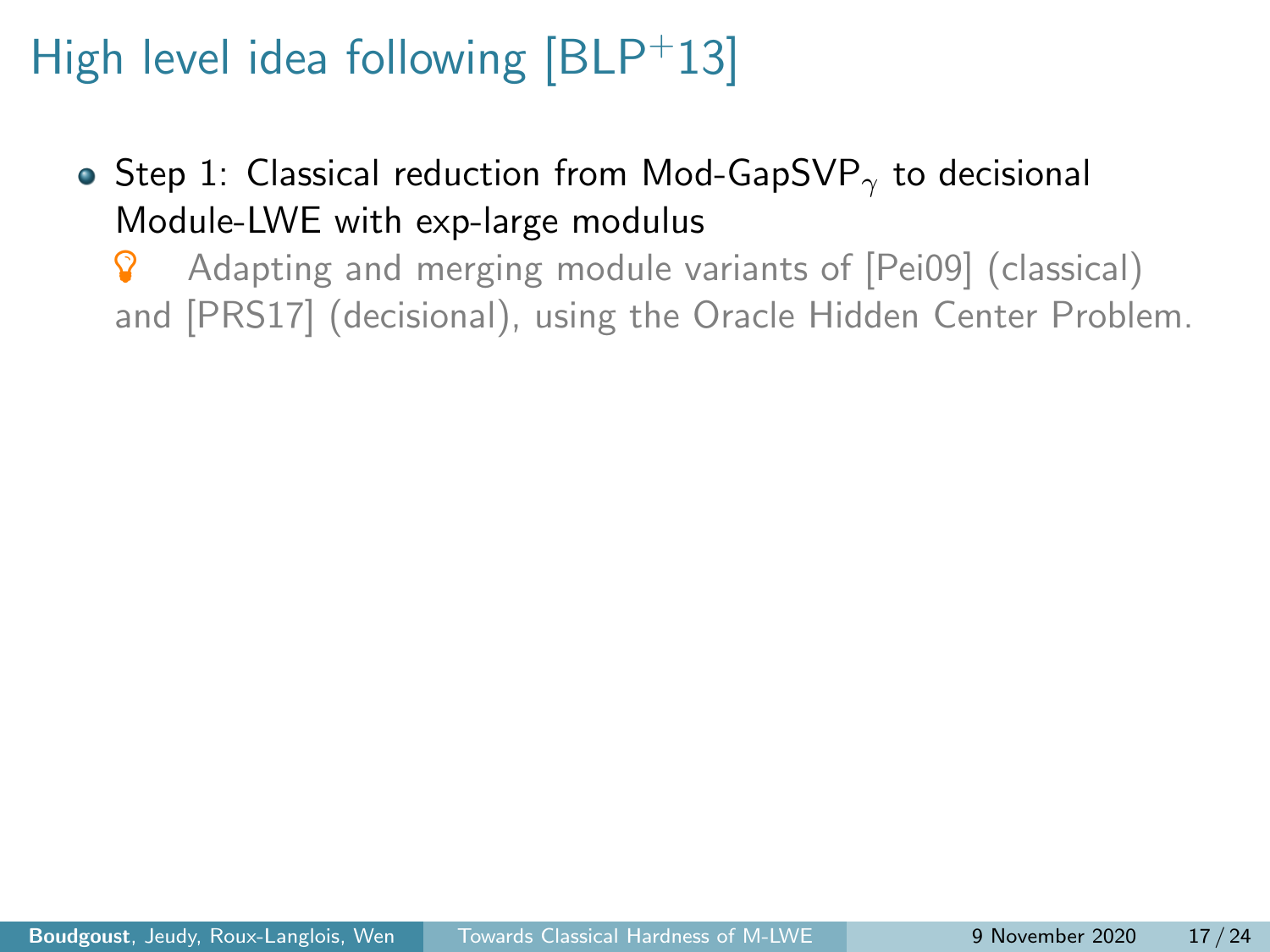# High level idea following [BLP+13]

- Step 1: Classical reduction from Mod-GapSVP$_\gamma$ to decisional Module-LWE with exp-large modulus

  Adapting and merging module variants of [Pei09] (classical) and [PRS17] (decisional), using the Oracle Hidden Center Problem.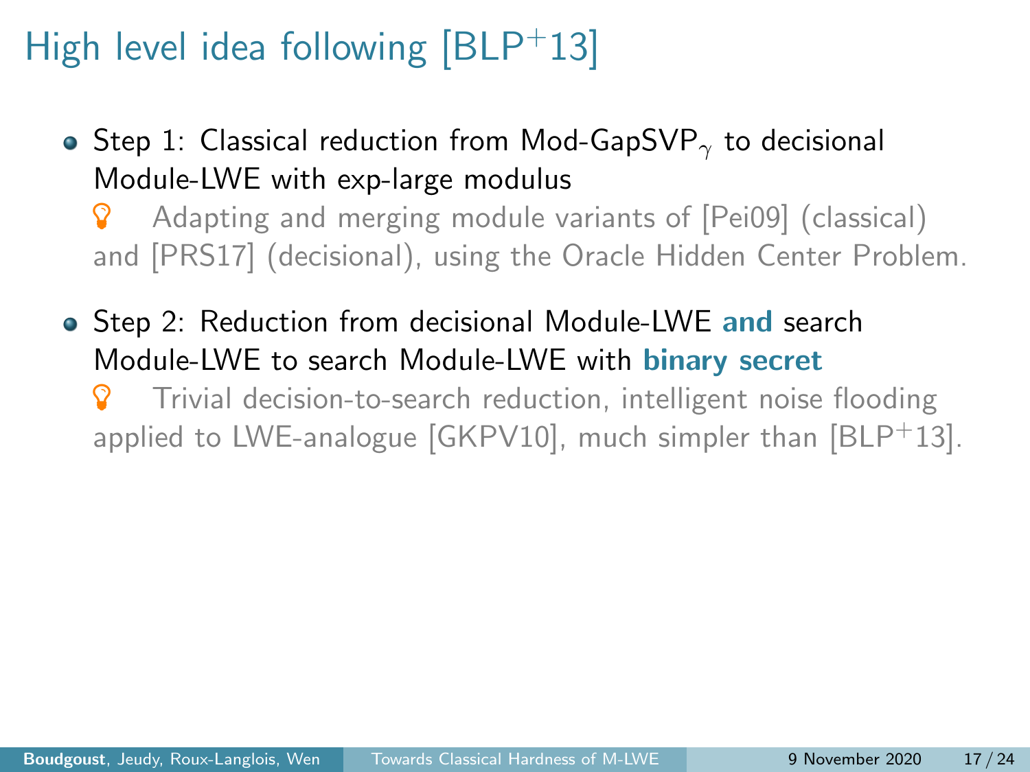# High level idea following [BLP$^+$13]

- Step 1: Classical reduction from Mod-GapSVP$_\gamma$ to decisional Module-LWE with exp-large modulus

  💡 Adapting and merging module variants of [Pei09] (classical) and [PRS17] (decisional), using the Oracle Hidden Center Problem.

- Step 2: Reduction from decisional Module-LWE **and** search Module-LWE to search Module-LWE with **binary secret**

  💡 Trivial decision-to-search reduction, intelligent noise flooding applied to LWE-analogue [GKPV10], much simpler than [BLP$^+$13].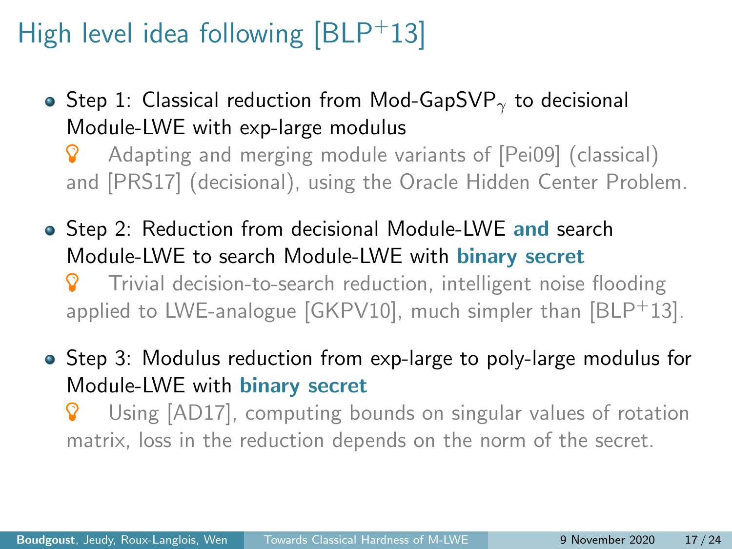# High level idea following [BLP$^+$13]

- Step 1: Classical reduction from Mod-GapSVP$_\gamma$ to decisional Module-LWE with exp-large modulus

  Adapting and merging module variants of [Pei09] (classical) and [PRS17] (decisional), using the Oracle Hidden Center Problem.

- Step 2: Reduction from decisional Module-LWE **and** search Module-LWE to search Module-LWE with **binary secret**

  Trivial decision-to-search reduction, intelligent noise flooding applied to LWE-analogue [GKPV10], much simpler than [BLP$^+$13].

- Step 3: Modulus reduction from exp-large to poly-large modulus for Module-LWE with **binary secret**

  Using [AD17], computing bounds on singular values of rotation matrix, loss in the reduction depends on the norm of the secret.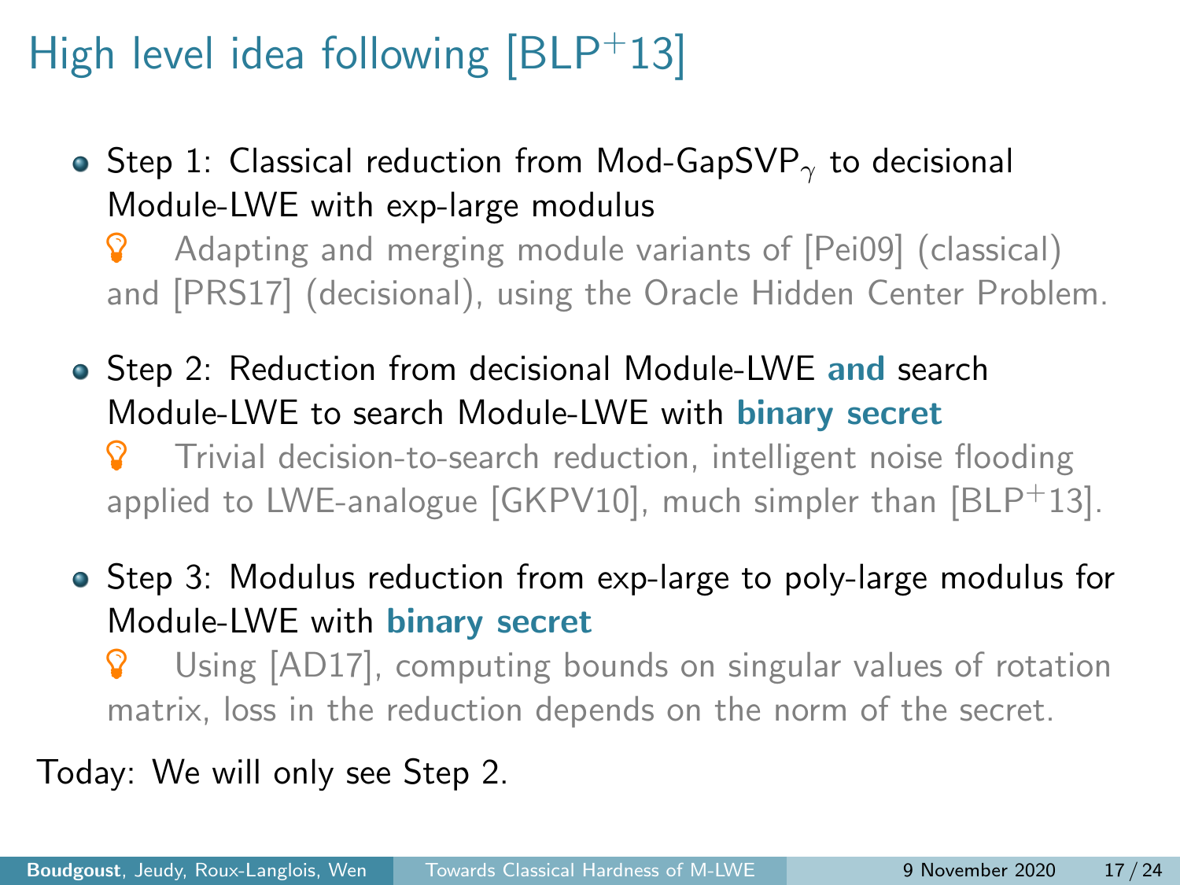# High level idea following [BLP$^+$13]

- Step 1: Classical reduction from Mod-GapSVP$_\gamma$ to decisional Module-LWE with exp-large modulus

  Adapting and merging module variants of [Pei09] (classical) and [PRS17] (decisional), using the Oracle Hidden Center Problem.

- Step 2: Reduction from decisional Module-LWE **and** search Module-LWE to search Module-LWE with **binary secret**

  Trivial decision-to-search reduction, intelligent noise flooding applied to LWE-analogue [GKPV10], much simpler than [BLP$^+$13].

- Step 3: Modulus reduction from exp-large to poly-large modulus for Module-LWE with **binary secret**

  Using [AD17], computing bounds on singular values of rotation matrix, loss in the reduction depends on the norm of the secret.

Today: We will only see Step 2.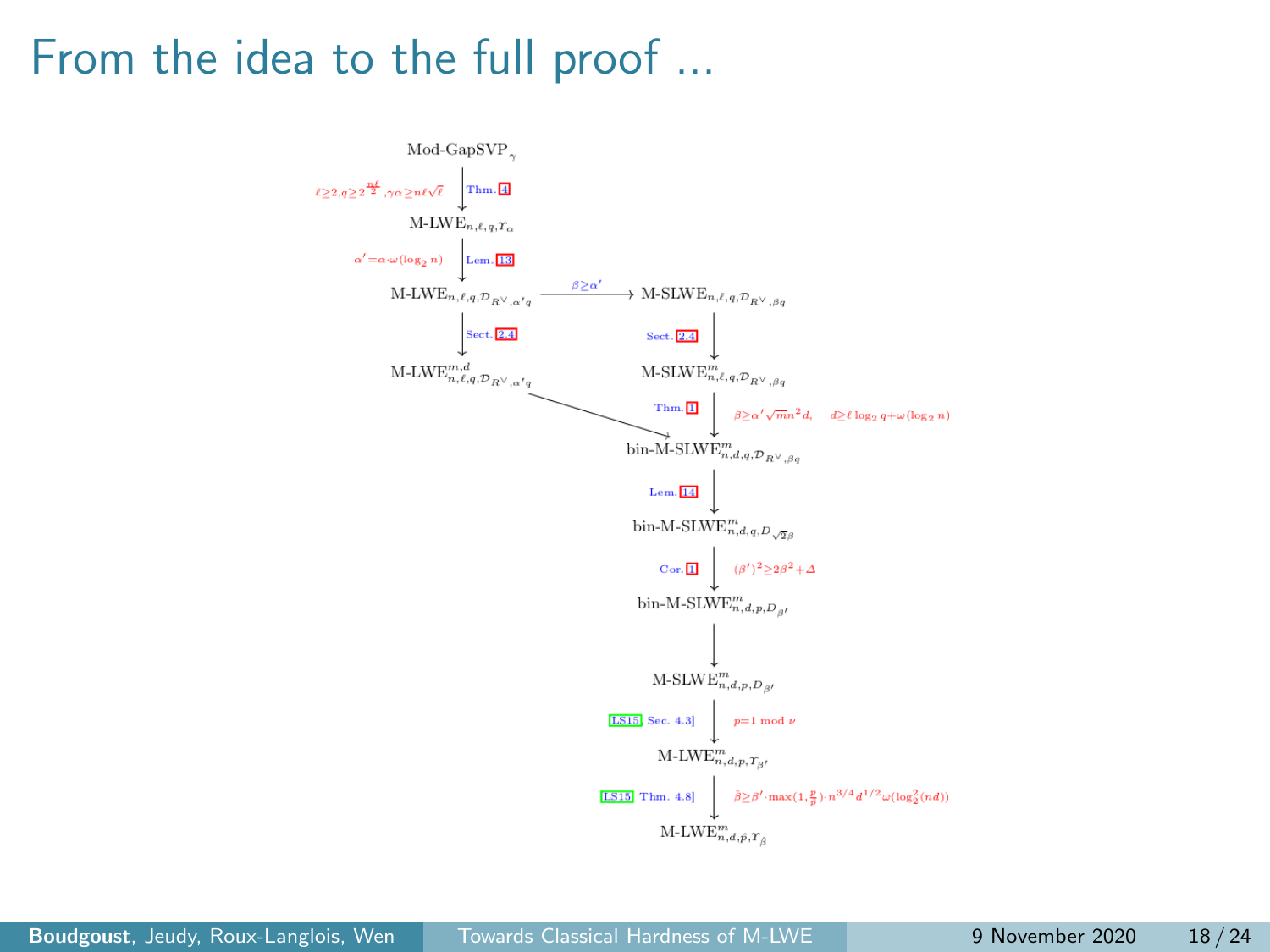# From the idea to the full proof ...

Mod-GapSVP$_\gamma$

↓ Thm. 4 — $\ell \geq 2, q \geq 2^{\frac{n\ell}{2}}, \gamma\alpha \geq n\ell\sqrt{\ell}$

M-LWE$_{n,\ell,q,\Upsilon_\alpha}$

↓ Lem. 13 — $\alpha' = \alpha \cdot \omega(\log_2 n)$

M-LWE$_{n,\ell,q,\mathcal{D}_{R^\vee,\alpha' q}}$ → ($\beta \geq \alpha'$) → M-SLWE$_{n,\ell,q,\mathcal{D}_{R^\vee,\beta q}}$

M-LWE$_{n,\ell,q,\mathcal{D}_{R^\vee,\alpha' q}}$ ↓ Sect. 2.4 → M-LWE$^{m,d}_{n,\ell,q,\mathcal{D}_{R^\vee,\alpha' q}}$

M-SLWE$_{n,\ell,q,\mathcal{D}_{R^\vee,\beta q}}$ ↓ Sect. 2.4 → M-SLWE$^{m}_{n,\ell,q,\mathcal{D}_{R^\vee,\beta q}}$

M-SLWE$^{m}_{n,\ell,q,\mathcal{D}_{R^\vee,\beta q}}$ ↓ Thm. 1 — $\beta \geq \alpha' \sqrt{m} n^2 d, \quad d \geq \ell \log_2 q + \omega(\log_2 n)$

(M-LWE$^{m,d}_{n,\ell,q,\mathcal{D}_{R^\vee,\alpha' q}}$ → bin-M-SLWE$^{m}_{n,d,q,\mathcal{D}_{R^\vee,\beta q}}$)

bin-M-SLWE$^{m}_{n,d,q,\mathcal{D}_{R^\vee,\beta q}}$

↓ Lem. 14

bin-M-SLWE$^{m}_{n,d,q,D_{\sqrt{2}\beta}}$

↓ Cor. 1 — $(\beta')^2 \geq 2\beta^2 + \varDelta$

bin-M-SLWE$^{m}_{n,d,p,D_{\beta'}}$

↓

M-SLWE$^{m}_{n,d,p,D_{\beta'}}$

↓ [LS15, Sec. 4.3] — $p = 1 \bmod \nu$

M-LWE$^{m}_{n,d,p,\Upsilon_{\beta'}}$

↓ [LS15, Thm. 4.8] — $\hat{\beta} \geq \beta' \cdot \max(1, \frac{p}{\hat{p}}) \cdot n^{3/4} d^{1/2} \omega(\log_2^2(nd))$

M-LWE$^{m}_{n,d,\hat{p},\Upsilon_{\hat{\beta}}}$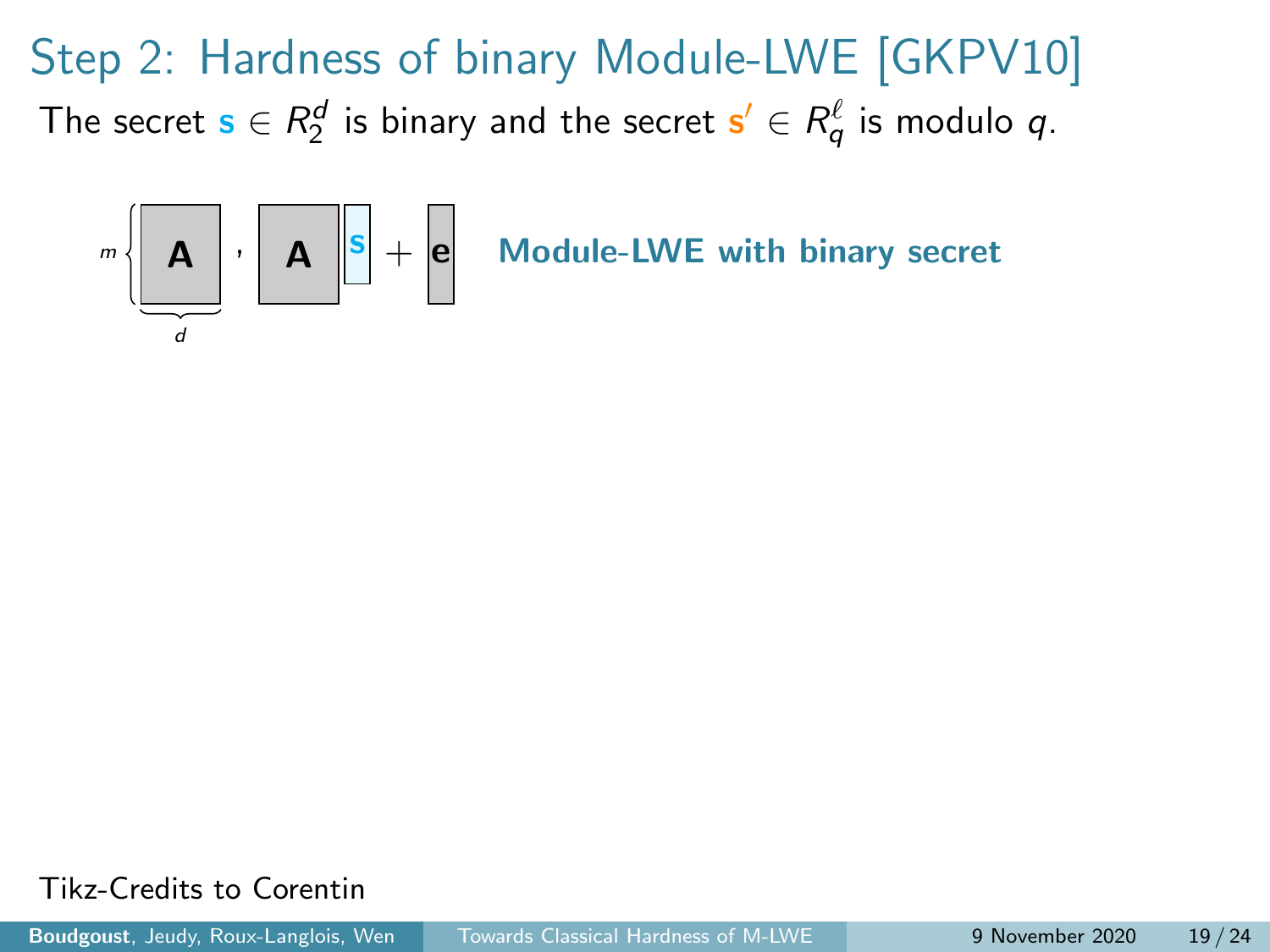# Step 2: Hardness of binary Module-LWE [GKPV10]

The secret $\mathbf{s} \in R_2^d$ is binary and the secret $\mathbf{s}' \in R_q^\ell$ is modulo $q$.

$$\underbrace{\mathbf{A}}_{d} \text{ (} m \text{ rows)}, \quad \mathbf{A}\mathbf{s} + \mathbf{e}$$

**Module-LWE with binary secret**

Tikz-Credits to Corentin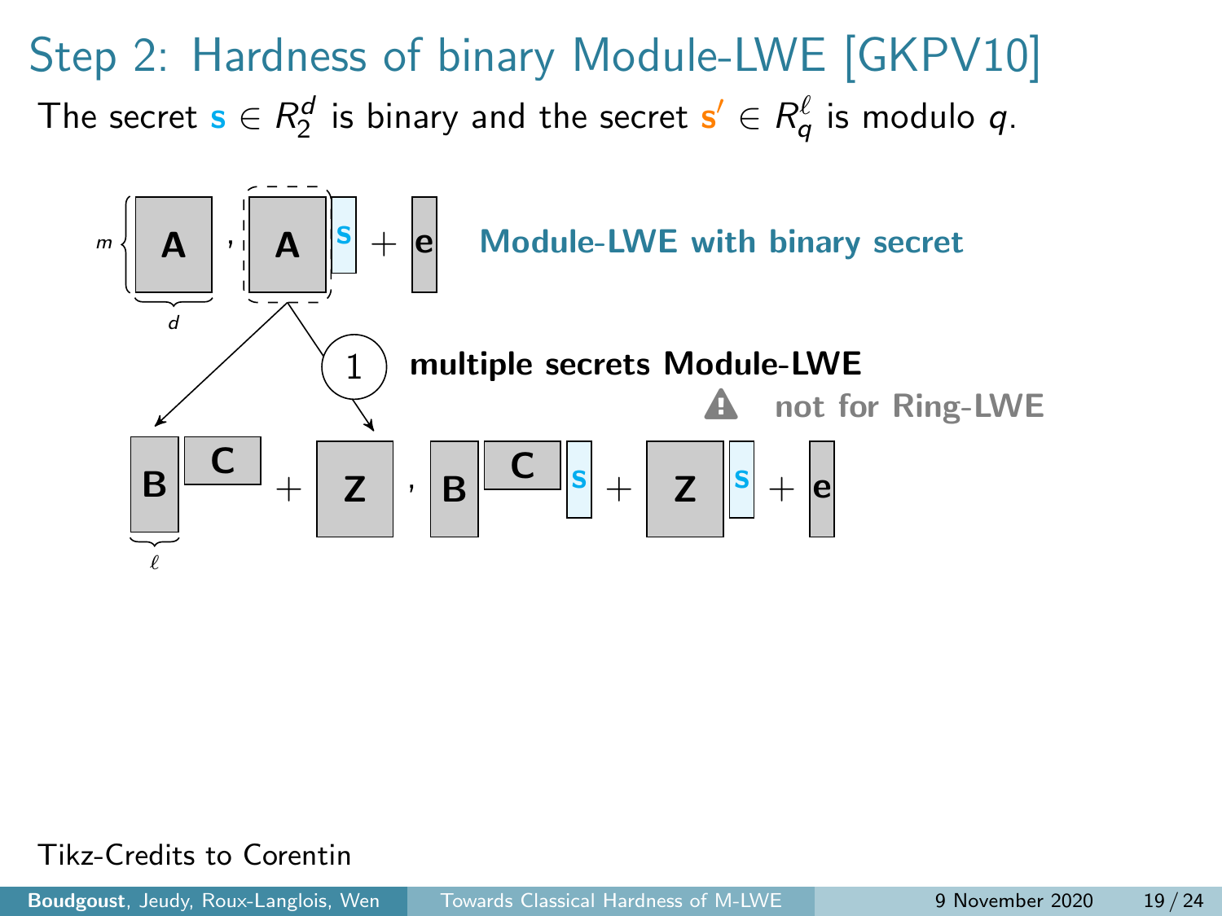# Step 2: Hardness of binary Module-LWE [GKPV10]

The secret $\mathbf{s} \in R_2^d$ is binary and the secret $\mathbf{s}' \in R_q^\ell$ is modulo $q$.

$$\underbrace{\mathbf{A}}_{d}, \; \mathbf{A}\mathbf{s} + \mathbf{e}$$

**Module-LWE with binary secret**

1 **multiple secrets Module-LWE**

⚠ **not for Ring-LWE**

$$\underbrace{\mathbf{B}}_{\ell}\mathbf{C} + \mathbf{Z}, \; \mathbf{B}\mathbf{C}\mathbf{s} + \mathbf{Z}\mathbf{s} + \mathbf{e}$$

Tikz-Credits to Corentin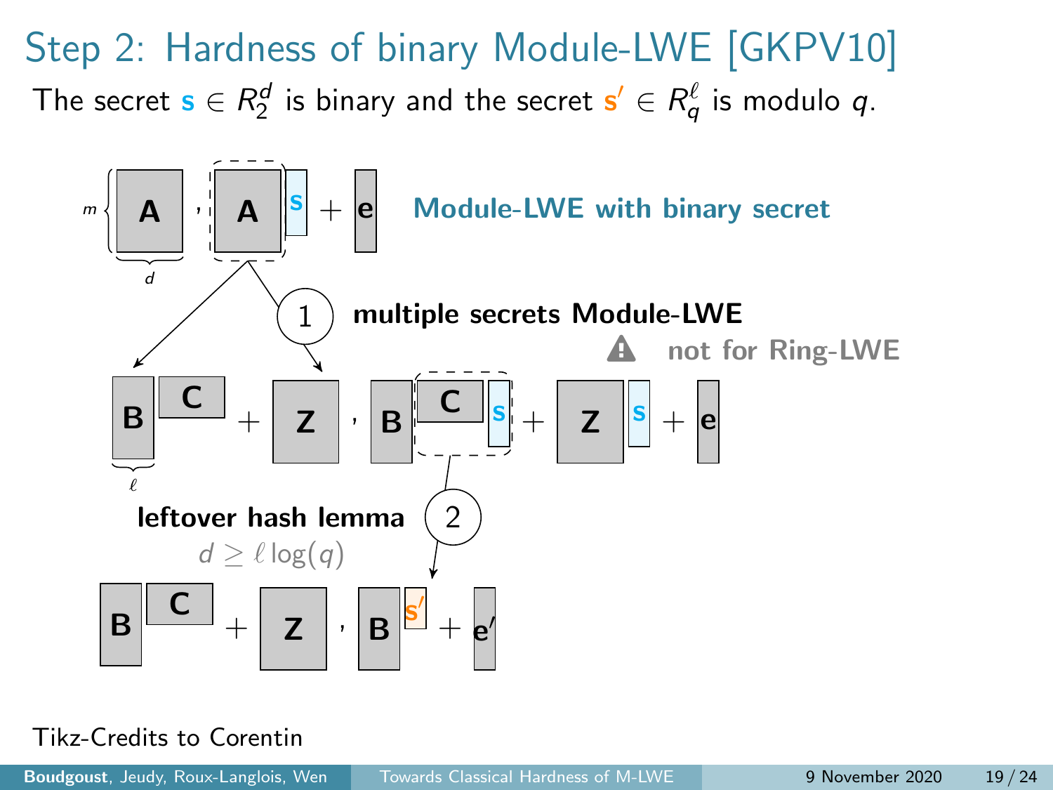# Step 2: Hardness of binary Module-LWE [GKPV10]

The secret $\mathbf{s} \in R_2^d$ is binary and the secret $\mathbf{s}' \in R_q^\ell$ is modulo $q$.

$\mathbf{A}$ ($m \times d$), $\mathbf{A}\mathbf{s} + \mathbf{e}$ **Module-LWE with binary secret**

① **multiple secrets Module-LWE**

⚠ **not for Ring-LWE**

$\mathbf{B}\mathbf{C} + \mathbf{Z}$, $\mathbf{B}\mathbf{C}\mathbf{s} + \mathbf{Z}\mathbf{s} + \mathbf{e}$ (with $\mathbf{B}$ having $\ell$ columns)

② **leftover hash lemma**

$d \geq \ell \log(q)$

$\mathbf{B}\mathbf{C} + \mathbf{Z}$, $\mathbf{B}\mathbf{s}' + \mathbf{e}'$

Tikz-Credits to Corentin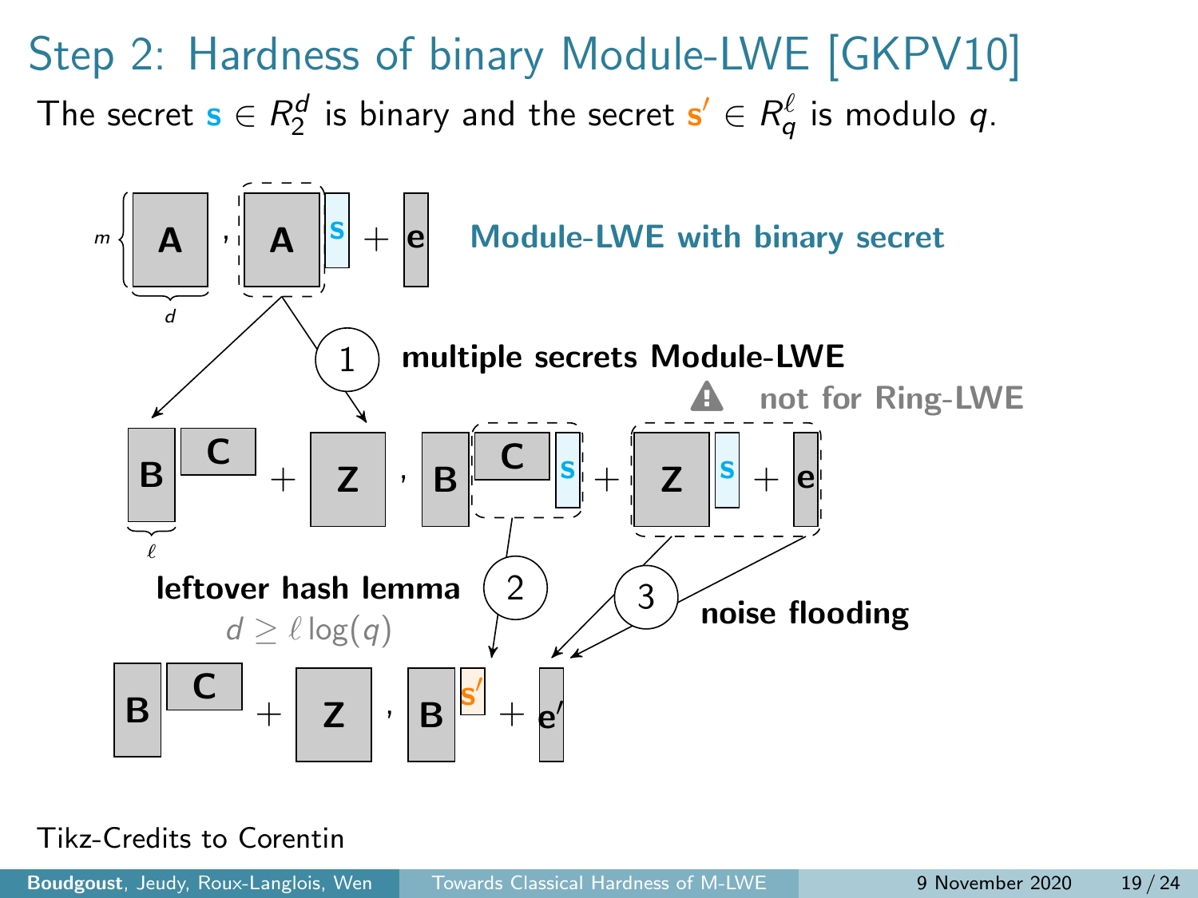# Step 2: Hardness of binary Module-LWE [GKPV10]

The secret $\mathbf{s} \in R_2^d$ is binary and the secret $\mathbf{s}' \in R_q^\ell$ is modulo $q$.

$m$, $d$: $\mathbf{A}$ , $\mathbf{A}\mathbf{s} + \mathbf{e}$ **Module-LWE with binary secret**

1 **multiple secrets Module-LWE**

⚠ **not for Ring-LWE**

$\mathbf{B}\mathbf{C} + \mathbf{Z}$ , $\mathbf{B}\mathbf{C}\mathbf{s} + \mathbf{Z}\mathbf{s} + \mathbf{e}$ ($\ell$)

2 **leftover hash lemma** $d \geq \ell \log(q)$

3 **noise flooding**

$\mathbf{B}\mathbf{C} + \mathbf{Z}$ , $\mathbf{B}\mathbf{s}' + \mathbf{e}'$

Tikz-Credits to Corentin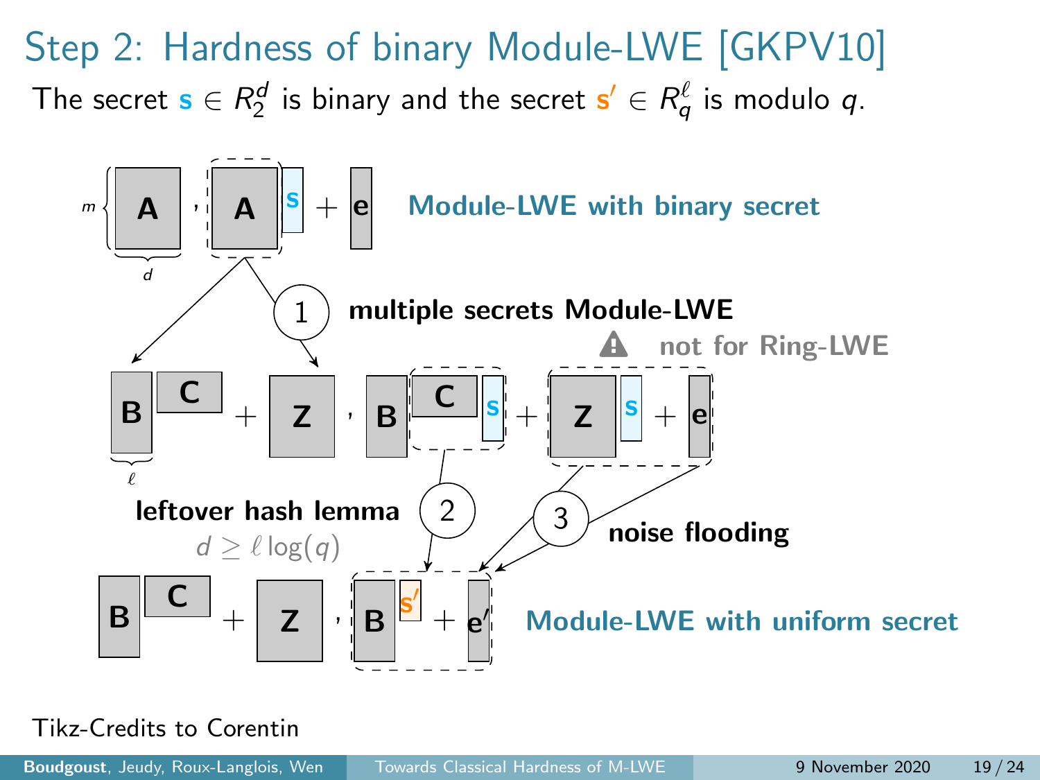# Step 2: Hardness of binary Module-LWE [GKPV10]

The secret $\mathbf{s} \in R_2^d$ is binary and the secret $\mathbf{s}' \in R_q^\ell$ is modulo $q$.

$m$ { **A** , **A** $\mathbf{s}$ + **e** — **Module-LWE with binary secret**

(dimension of **A**: $m \times d$)

① **multiple secrets Module-LWE**

⚠ not for Ring-LWE

**B** **C** + **Z** , **B** **C** $\mathbf{s}$ + **Z** $\mathbf{s}$ + **e**

(width of **B**: $\ell$)

② **leftover hash lemma**

$d \geq \ell \log(q)$

③ **noise flooding**

**B** **C** + **Z** , **B** $\mathbf{s}'$ + $\mathbf{e}'$ — **Module-LWE with uniform secret**

Tikz-Credits to Corentin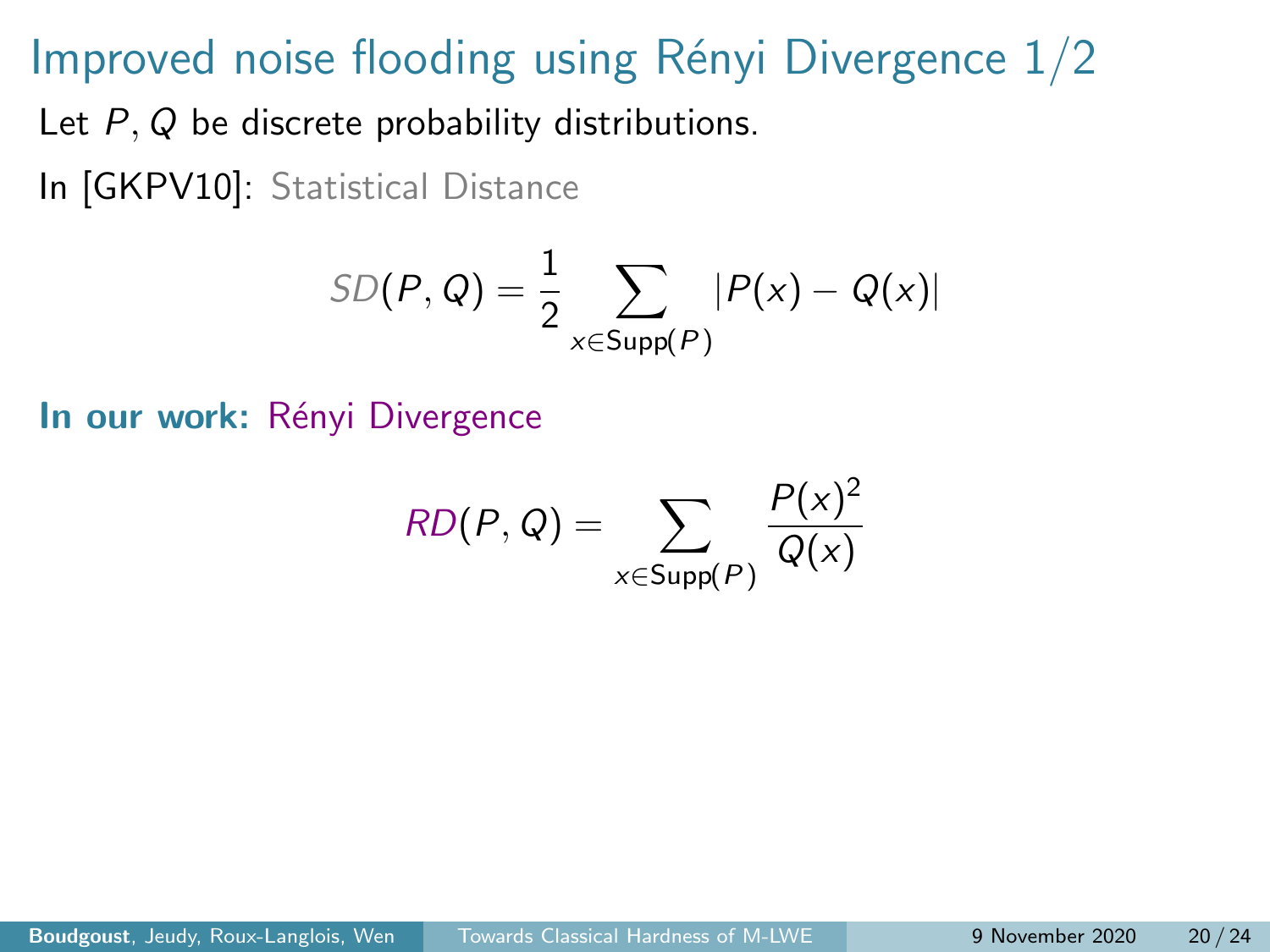# Improved noise flooding using Rényi Divergence 1/2

Let $P, Q$ be discrete probability distributions.

In [GKPV10]: Statistical Distance

$$SD(P, Q) = \frac{1}{2} \sum_{x \in \mathrm{Supp}(P)} |P(x) - Q(x)|$$

**In our work:** Rényi Divergence

$$RD(P, Q) = \sum_{x \in \mathrm{Supp}(P)} \frac{P(x)^2}{Q(x)}$$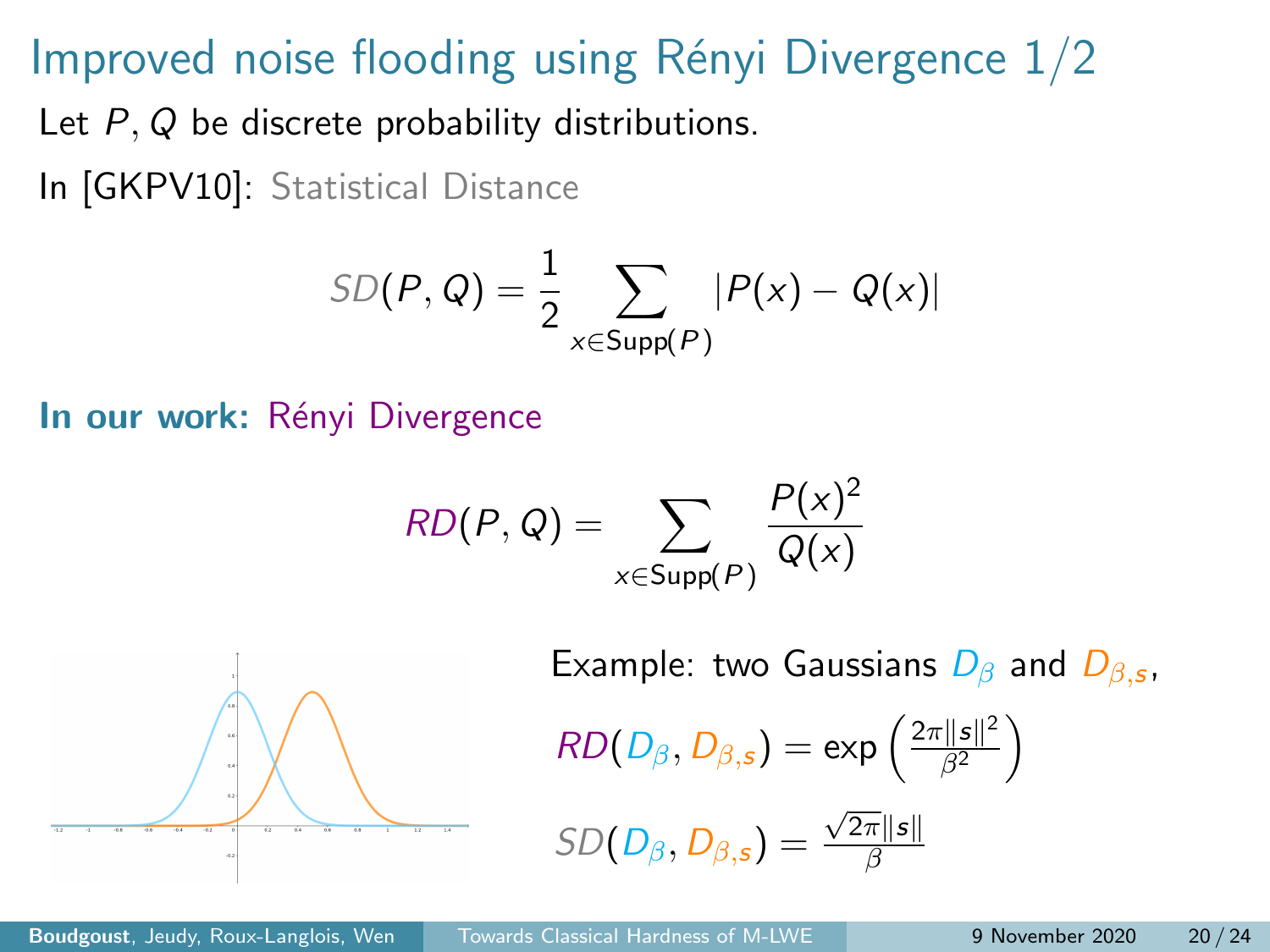# Improved noise flooding using Rényi Divergence 1/2

Let $P, Q$ be discrete probability distributions.

In [GKPV10]: Statistical Distance

$$SD(P, Q) = \frac{1}{2} \sum_{x \in \mathrm{Supp}(P)} |P(x) - Q(x)|$$

**In our work:** Rényi Divergence

$$RD(P, Q) = \sum_{x \in \mathrm{Supp}(P)} \frac{P(x)^2}{Q(x)}$$

Example: two Gaussians $D_\beta$ and $D_{\beta,s}$,

$$RD(D_\beta, D_{\beta,s}) = \exp\left(\frac{2\pi\|s\|^2}{\beta^2}\right)$$

$$SD(D_\beta, D_{\beta,s}) = \frac{\sqrt{2\pi}\|s\|}{\beta}$$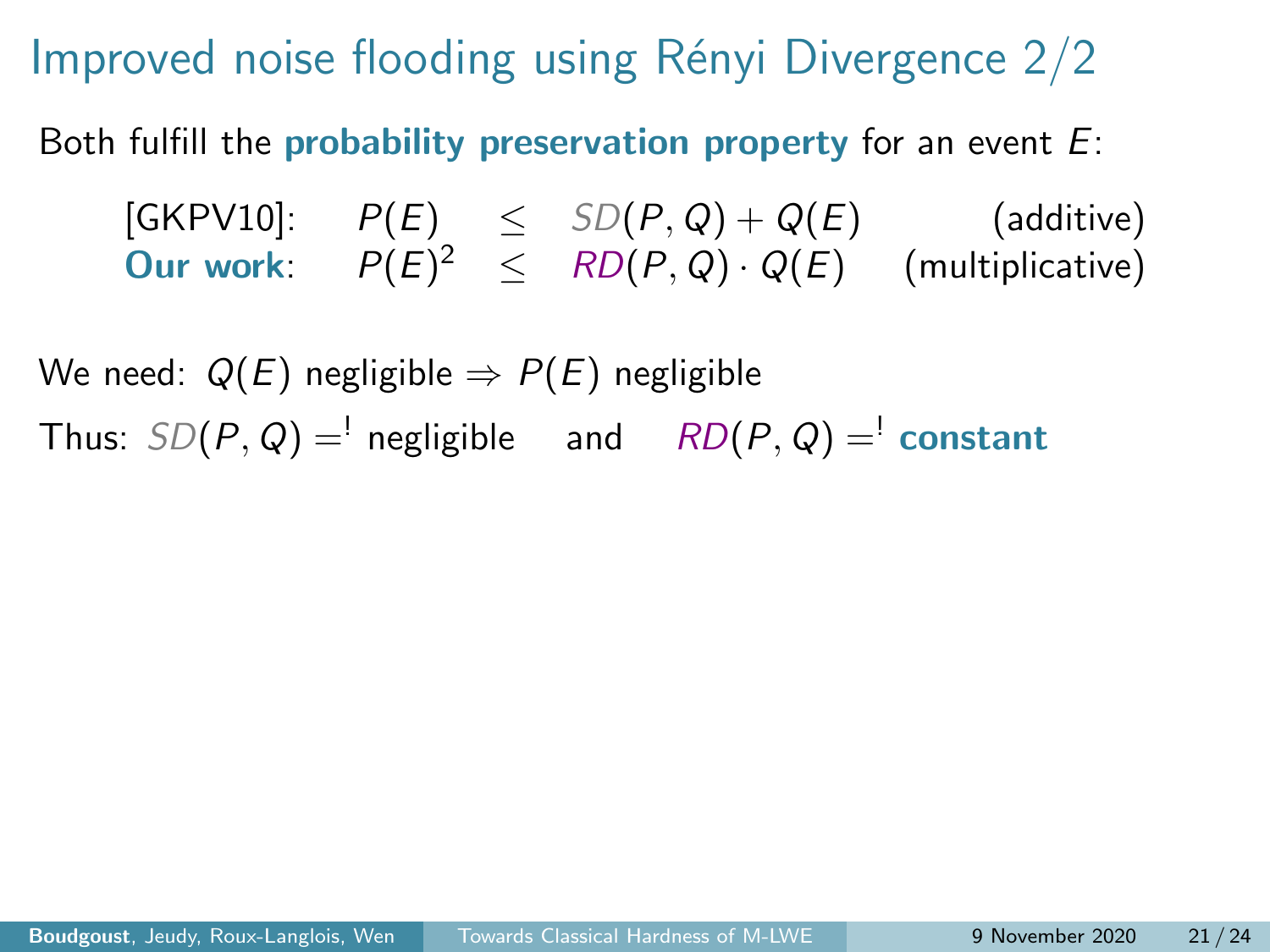# Improved noise flooding using Rényi Divergence 2/2

Both fulfill the **probability preservation property** for an event $E$:

| | | | | |
|---|---|---|---|---|
| [GKPV10]: | $P(E)$ | $\leq$ | $SD(P,Q) + Q(E)$ | (additive) |
| **Our work**: | $P(E)^2$ | $\leq$ | $RD(P,Q) \cdot Q(E)$ | (multiplicative) |

We need: $Q(E)$ negligible $\Rightarrow$ $P(E)$ negligible

Thus: $SD(P,Q) =^!$ negligible and $RD(P,Q) =^!$ **constant**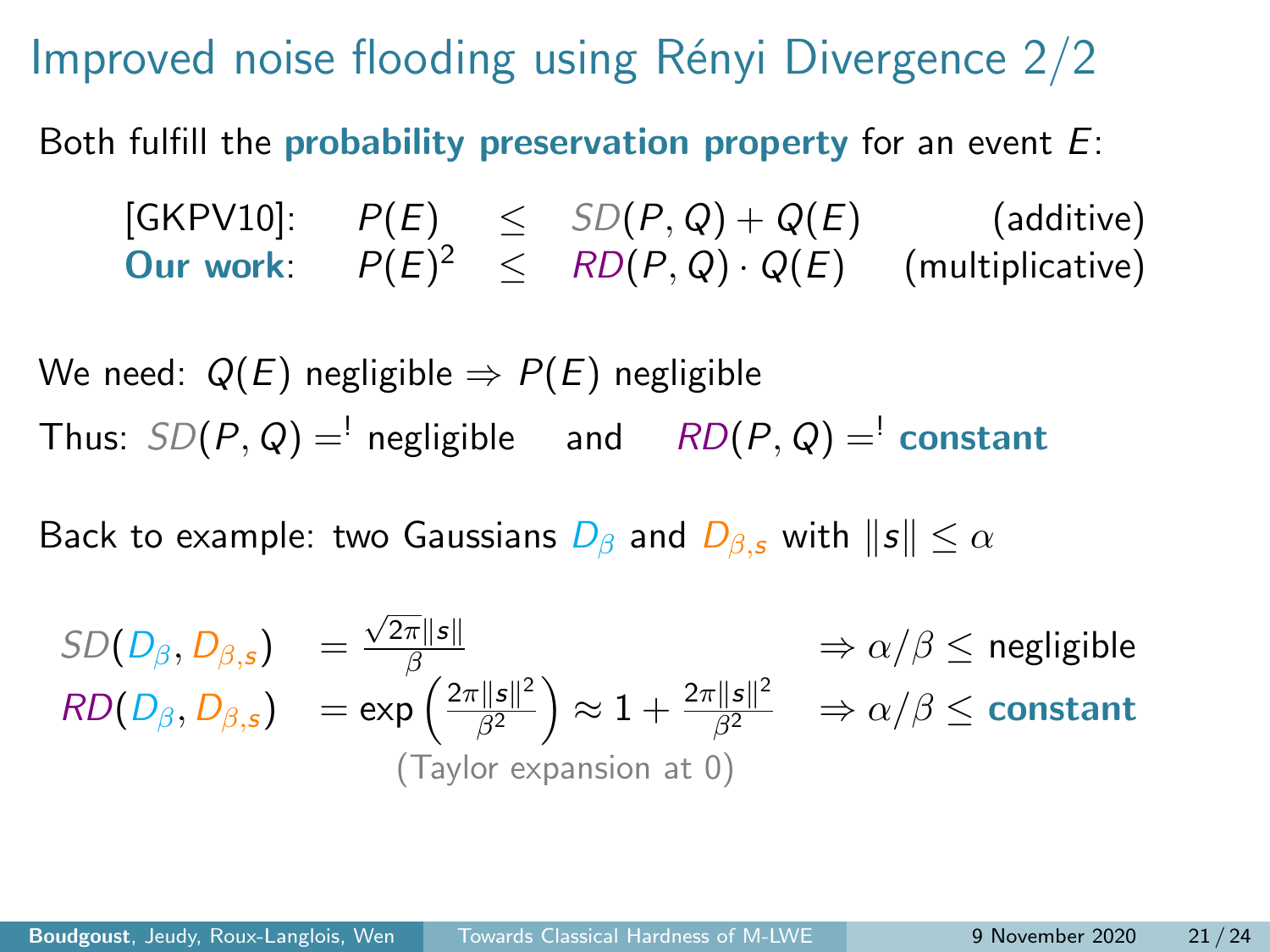# Improved noise flooding using Rényi Divergence 2/2

Both fulfill the **probability preservation property** for an event $E$:

$$
\begin{array}{llll}
\text{[GKPV10]:} & P(E) \leq SD(P,Q) + Q(E) & \text{(additive)} \\
\textbf{Our work:} & P(E)^2 \leq RD(P,Q) \cdot Q(E) & \text{(multiplicative)}
\end{array}
$$

We need: $Q(E)$ negligible $\Rightarrow$ $P(E)$ negligible

Thus: $SD(P,Q) \overset{!}{=}$ negligible and $RD(P,Q) \overset{!}{=}$ **constant**

Back to example: two Gaussians $D_\beta$ and $D_{\beta,s}$ with $\|s\| \leq \alpha$

$$
\begin{array}{lll}
SD(D_\beta, D_{\beta,s}) & = \frac{\sqrt{2\pi}\|s\|}{\beta} & \Rightarrow \alpha/\beta \leq \text{negligible} \\
RD(D_\beta, D_{\beta,s}) & = \exp\left(\frac{2\pi\|s\|^2}{\beta^2}\right) \approx 1 + \frac{2\pi\|s\|^2}{\beta^2} & \Rightarrow \alpha/\beta \leq \textbf{constant}
\end{array}
$$

(Taylor expansion at 0)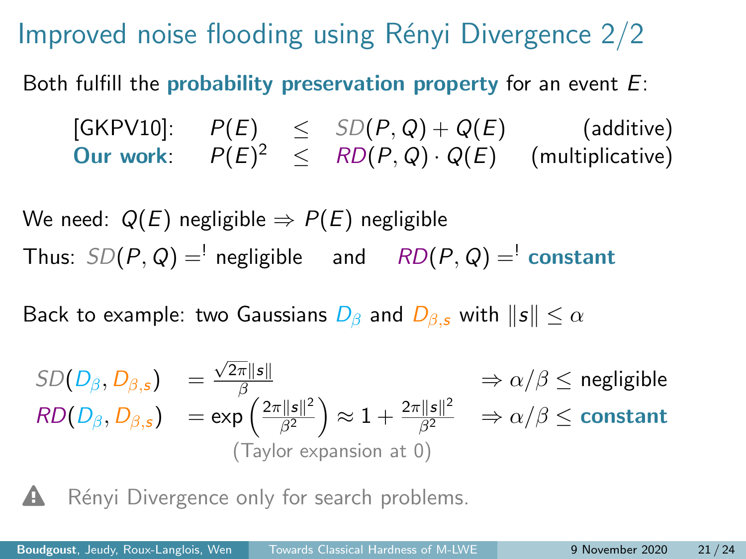# Improved noise flooding using Rényi Divergence 2/2

Both fulfill the **probability preservation property** for an event $E$:

$$
\begin{array}{llcll}
\text{[GKPV10]:} & P(E) & \leq & SD(P,Q) + Q(E) & \text{(additive)} \\
\textbf{Our work}: & P(E)^2 & \leq & RD(P,Q) \cdot Q(E) & \text{(multiplicative)}
\end{array}
$$

We need: $Q(E)$ negligible $\Rightarrow$ $P(E)$ negligible

Thus: $SD(P,Q) \overset{!}{=}$ negligible and $RD(P,Q) \overset{!}{=}$ **constant**

Back to example: two Gaussians $D_\beta$ and $D_{\beta,s}$ with $\|s\| \leq \alpha$

$$
\begin{array}{lll}
SD(D_\beta, D_{\beta,s}) & = \frac{\sqrt{2\pi}\|s\|}{\beta} & \Rightarrow \alpha/\beta \leq \text{negligible} \\
RD(D_\beta, D_{\beta,s}) & = \exp\left(\frac{2\pi\|s\|^2}{\beta^2}\right) \approx 1 + \frac{2\pi\|s\|^2}{\beta^2} & \Rightarrow \alpha/\beta \leq \textbf{constant}
\end{array}
$$

(Taylor expansion at 0)

⚠ Rényi Divergence only for search problems.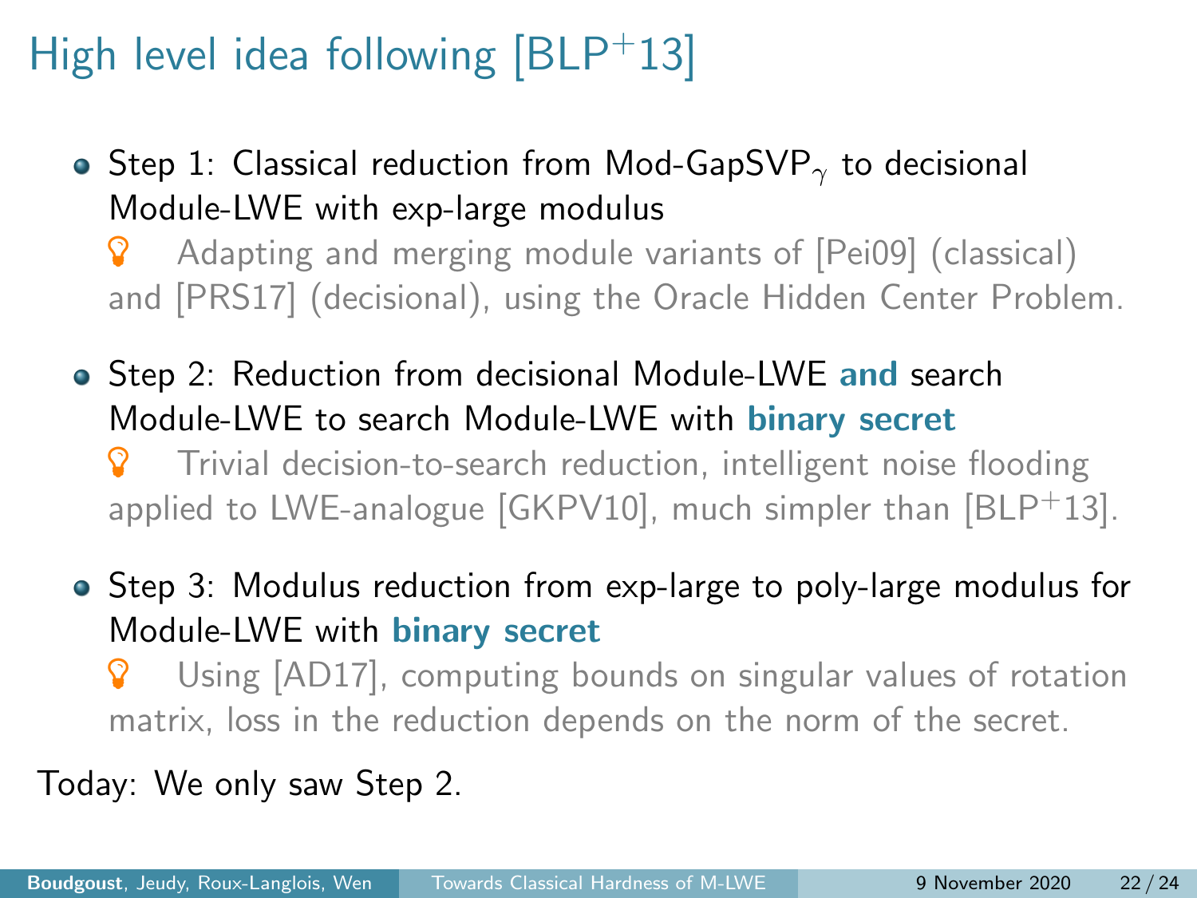# High level idea following [BLP$^+$13]

- Step 1: Classical reduction from Mod-GapSVP$_\gamma$ to decisional Module-LWE with exp-large modulus

  Adapting and merging module variants of [Pei09] (classical) and [PRS17] (decisional), using the Oracle Hidden Center Problem.

- Step 2: Reduction from decisional Module-LWE **and** search Module-LWE to search Module-LWE with **binary secret**

  Trivial decision-to-search reduction, intelligent noise flooding applied to LWE-analogue [GKPV10], much simpler than [BLP$^+$13].

- Step 3: Modulus reduction from exp-large to poly-large modulus for Module-LWE with **binary secret**

  Using [AD17], computing bounds on singular values of rotation matrix, loss in the reduction depends on the norm of the secret.

Today: We only saw Step 2.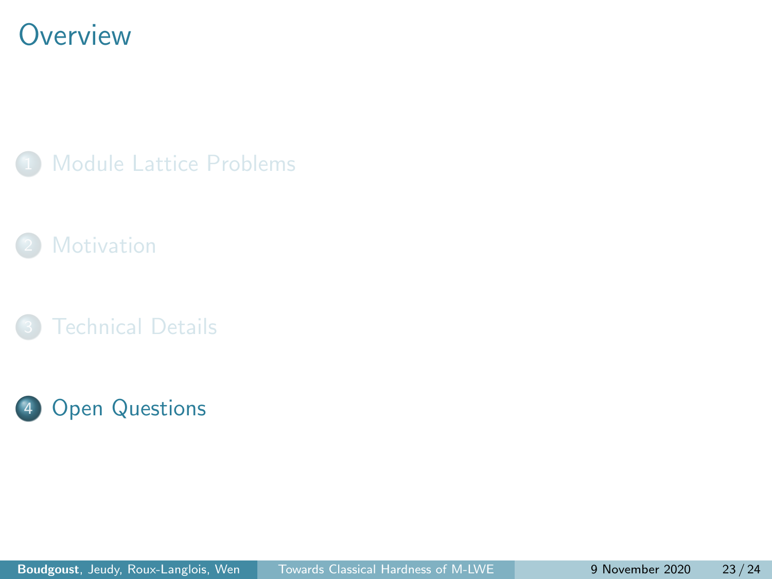# Overview

1. Module Lattice Problems
2. Motivation
3. Technical Details
4. Open Questions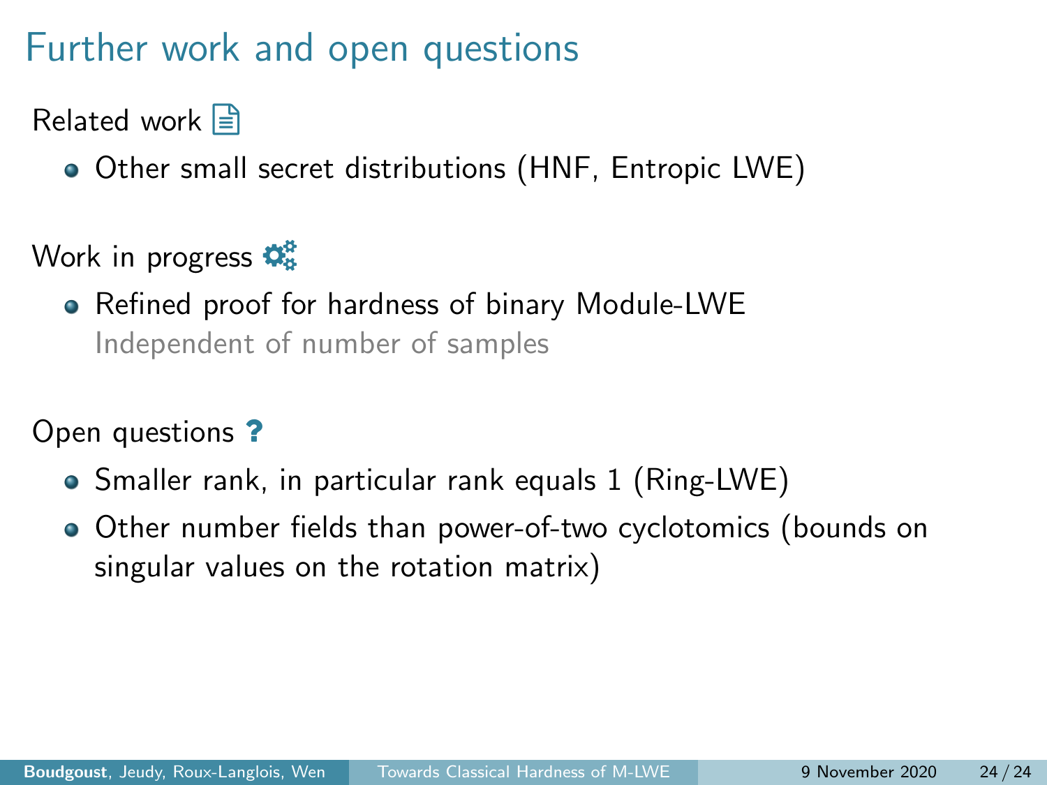# Further work and open questions

Related work

- Other small secret distributions (HNF, Entropic LWE)

Work in progress

- Refined proof for hardness of binary Module-LWE
  Independent of number of samples

Open questions ?

- Smaller rank, in particular rank equals 1 (Ring-LWE)
- Other number fields than power-of-two cyclotomics (bounds on singular values on the rotation matrix)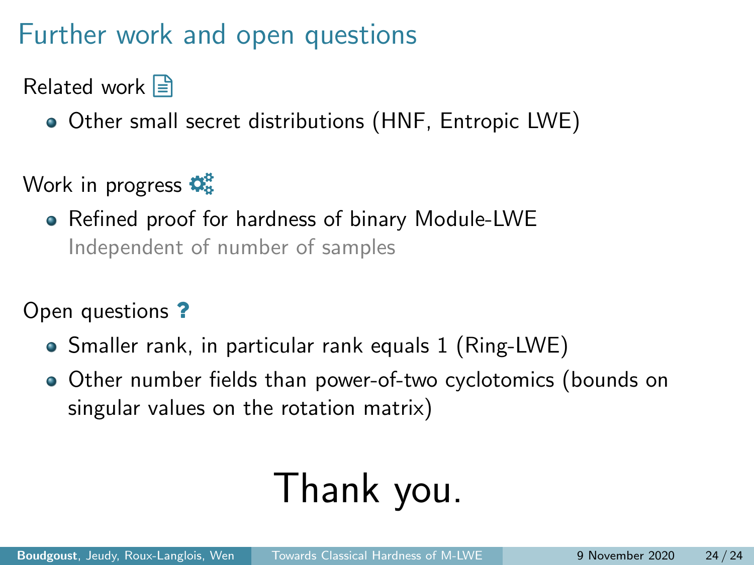# Further work and open questions

Related work

- Other small secret distributions (HNF, Entropic LWE)

Work in progress

- Refined proof for hardness of binary Module-LWE
  Independent of number of samples

Open questions ?

- Smaller rank, in particular rank equals 1 (Ring-LWE)
- Other number fields than power-of-two cyclotomics (bounds on singular values on the rotation matrix)

Thank you.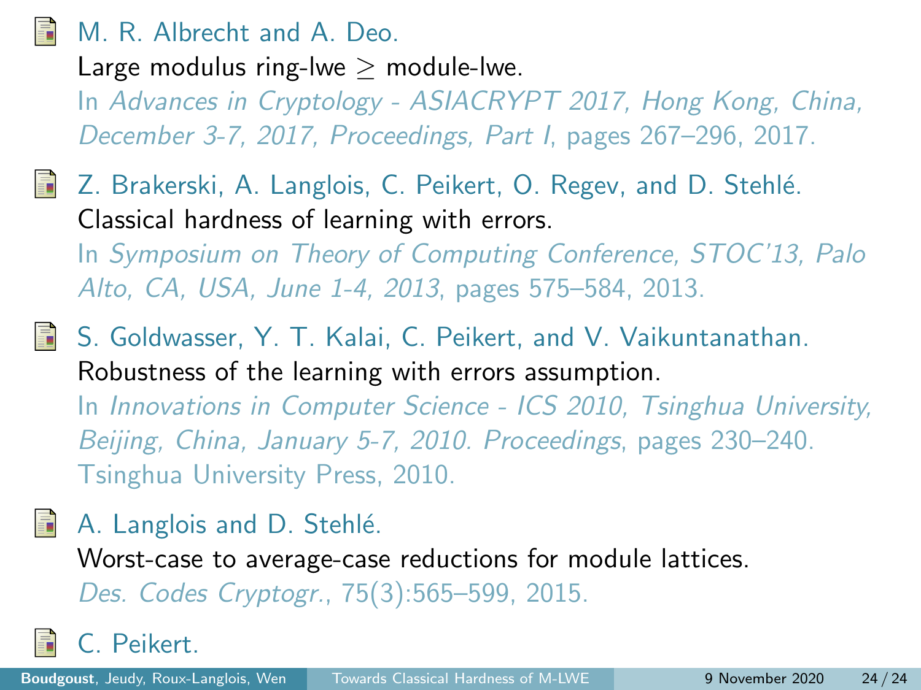- M. R. Albrecht and A. Deo.
  Large modulus ring-lwe $\geq$ module-lwe.
  In *Advances in Cryptology - ASIACRYPT 2017, Hong Kong, China, December 3-7, 2017, Proceedings, Part I*, pages 267–296, 2017.

- Z. Brakerski, A. Langlois, C. Peikert, O. Regev, and D. Stehlé.
  Classical hardness of learning with errors.
  In *Symposium on Theory of Computing Conference, STOC'13, Palo Alto, CA, USA, June 1-4, 2013*, pages 575–584, 2013.

- S. Goldwasser, Y. T. Kalai, C. Peikert, and V. Vaikuntanathan.
  Robustness of the learning with errors assumption.
  In *Innovations in Computer Science - ICS 2010, Tsinghua University, Beijing, China, January 5-7, 2010. Proceedings*, pages 230–240. Tsinghua University Press, 2010.

- A. Langlois and D. Stehlé.
  Worst-case to average-case reductions for module lattices.
  *Des. Codes Cryptogr.*, 75(3):565–599, 2015.

- C. Peikert.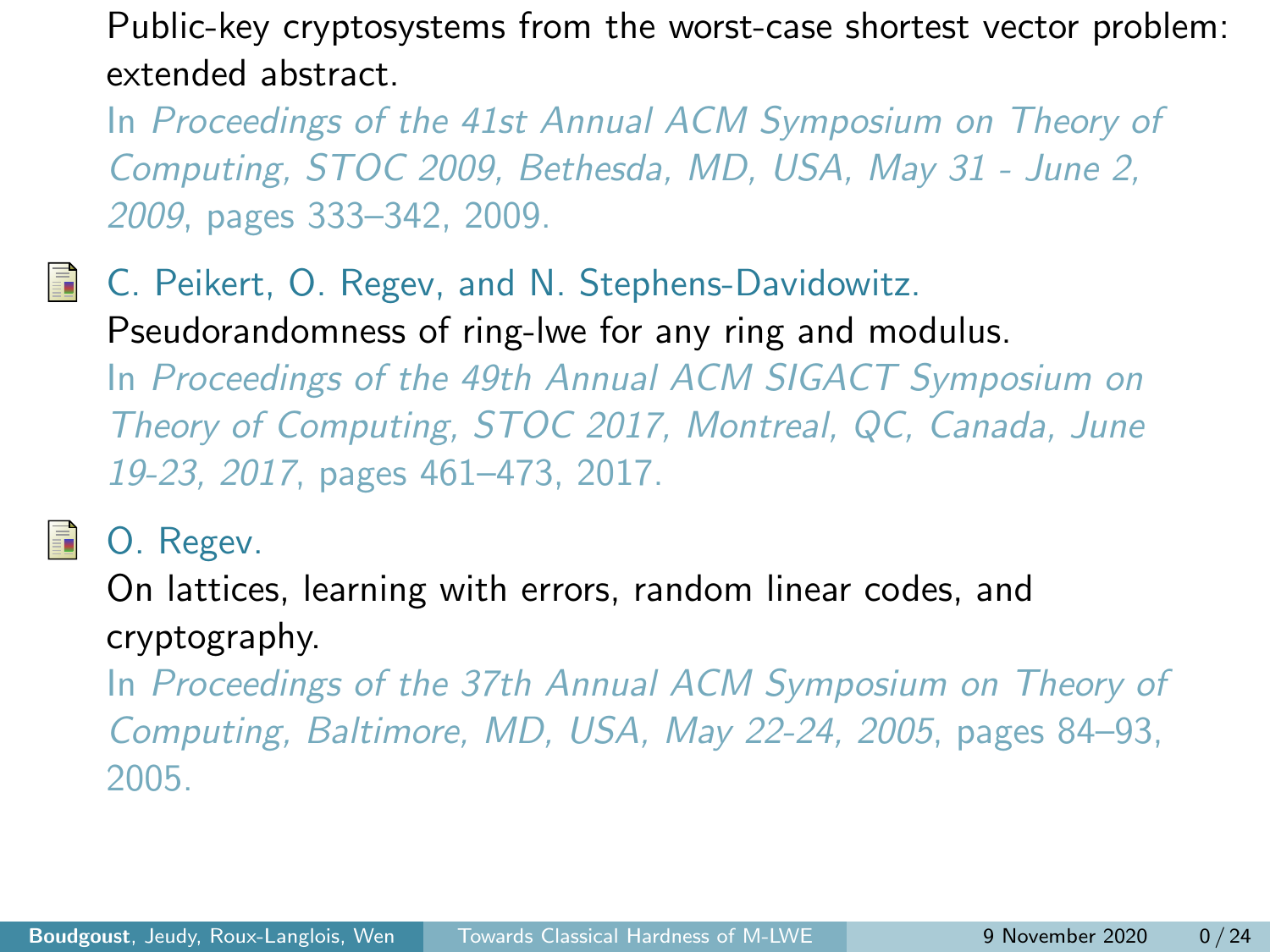Public-key cryptosystems from the worst-case shortest vector problem: extended abstract.
In *Proceedings of the 41st Annual ACM Symposium on Theory of Computing, STOC 2009, Bethesda, MD, USA, May 31 - June 2, 2009*, pages 333–342, 2009.

- C. Peikert, O. Regev, and N. Stephens-Davidowitz.
Pseudorandomness of ring-lwe for any ring and modulus.
In *Proceedings of the 49th Annual ACM SIGACT Symposium on Theory of Computing, STOC 2017, Montreal, QC, Canada, June 19-23, 2017*, pages 461–473, 2017.

- O. Regev.
On lattices, learning with errors, random linear codes, and cryptography.
In *Proceedings of the 37th Annual ACM Symposium on Theory of Computing, Baltimore, MD, USA, May 22-24, 2005*, pages 84–93, 2005.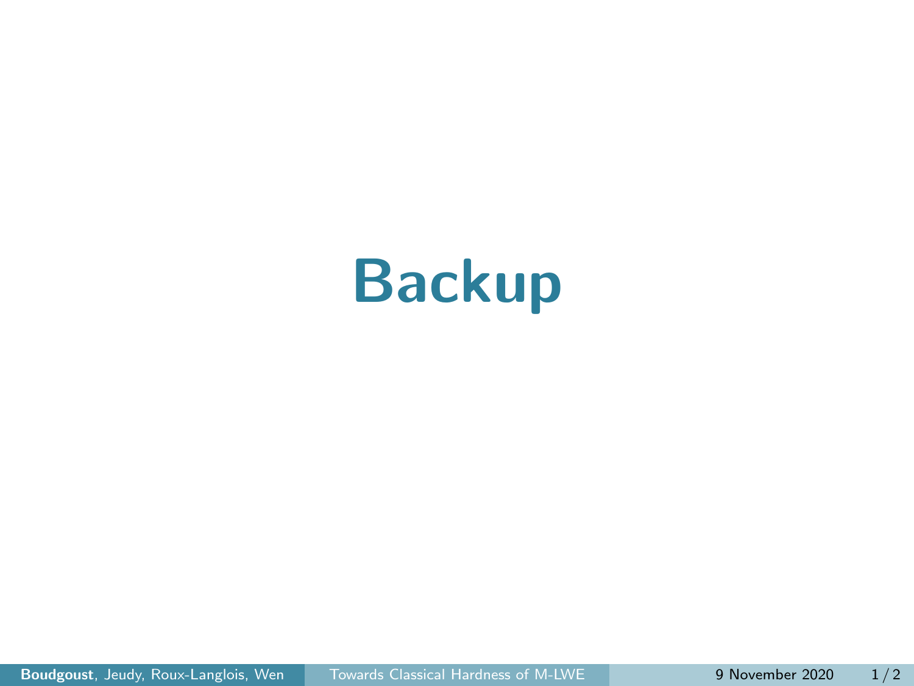# Backup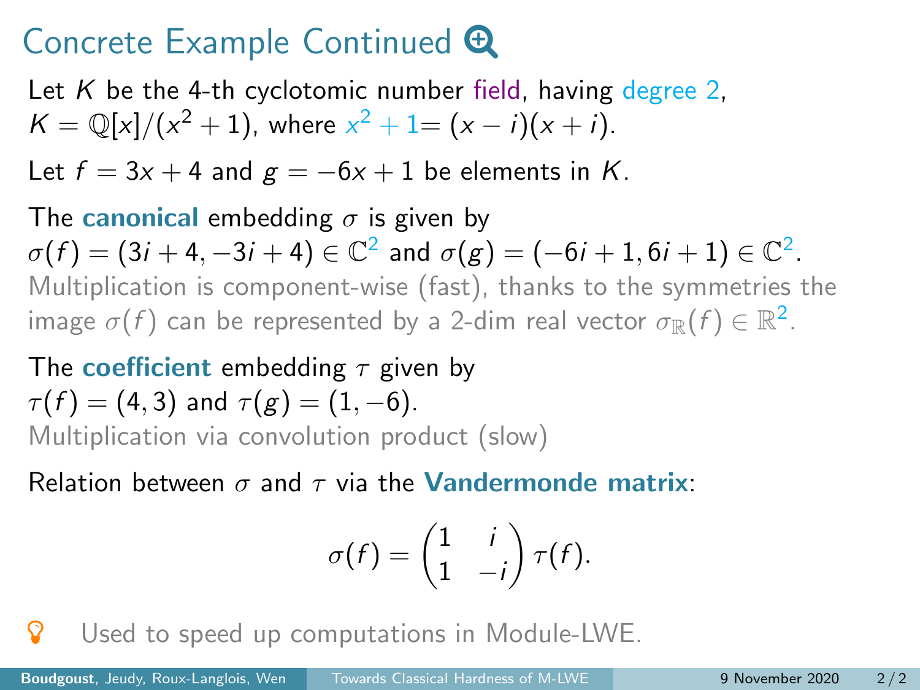# Concrete Example Continued

Let $K$ be the 4-th cyclotomic number field, having degree 2, $K = \mathbb{Q}[x]/(x^2+1)$, where $x^2+1 = (x-i)(x+i)$.

Let $f = 3x + 4$ and $g = -6x + 1$ be elements in $K$.

The **canonical** embedding $\sigma$ is given by
$\sigma(f) = (3i + 4, -3i + 4) \in \mathbb{C}^2$ and $\sigma(g) = (-6i + 1, 6i + 1) \in \mathbb{C}^2$.
Multiplication is component-wise (fast), thanks to the symmetries the image $\sigma(f)$ can be represented by a 2-dim real vector $\sigma_{\mathbb{R}}(f) \in \mathbb{R}^2$.

The **coefficient** embedding $\tau$ given by
$\tau(f) = (4, 3)$ and $\tau(g) = (1, -6)$.
Multiplication via convolution product (slow)

Relation between $\sigma$ and $\tau$ via the **Vandermonde matrix**:

$$\sigma(f) = \begin{pmatrix} 1 & i \\ 1 & -i \end{pmatrix} \tau(f).$$

Used to speed up computations in Module-LWE.